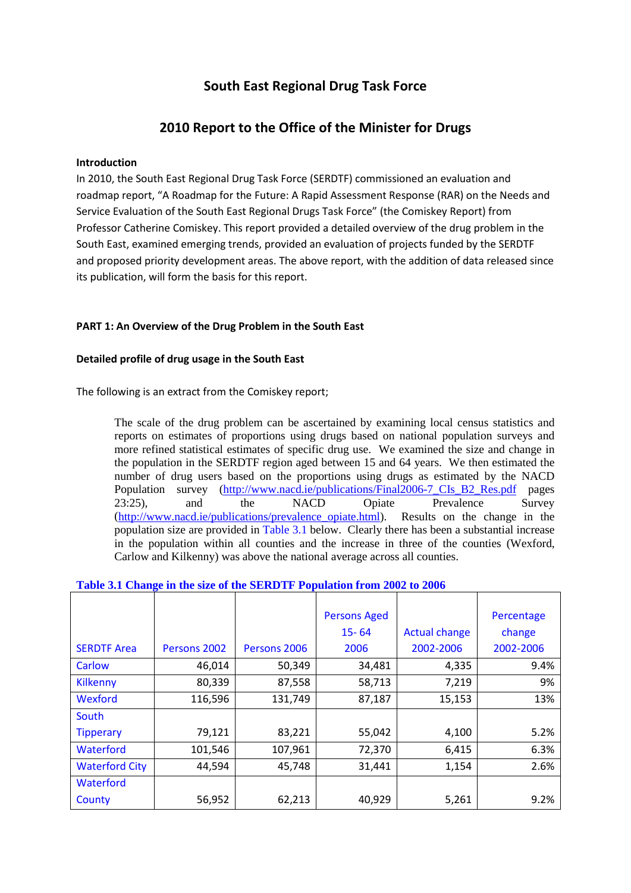# South East Regional Drug Task Force

## 2010 Report to the Office of the Minister for Drugs

**Introduction**

In 2010, the South East Regional Drug Task Force (SERDTF) commissioned an evaluation and roadmap report, "A Roadmap for the Future: A Rapid Assessment Response (RAR) on the Needs and Service Evaluation of the South East Regional Drugs Task Force" (the Comiskey Report) from Professor Catherine Comiskey. This report provided a detailed overview of the drug problem in the South East, examined emerging trends, provided an evaluation of projects funded by the SERDTF and proposed priority development areas. The above report, with the addition of data released since its publication, will form the basis for this report.

**PART 1: An Overview of the Drug Problem in the South East**

**Detailed profile of drug usage in the South East**

The following is an extract from the Comiskey report;

> The scale of the drug problem can be ascertained by examining local census statistics and reports on estimates of proportions using drugs based on national population surveys and more refined statistical estimates of specific drug use. We examined the size and change in the population in the SERDTF region aged between 15 and 64 years. We then estimated the number of drug users based on the proportions using drugs as estimated by the NACD Population survey (http://www.nacd.ie/publications/Final2006-7_CIs_B2_Res.pdf pages 23:25), and the NACD Opiate Prevalence Survey (http://www.nacd.ie/publications/prevalence_opiate.html). Results on the change in the population size are provided in Table 3.1 below. Clearly there has been a substantial increase in the population within all counties and the increase in three of the counties (Wexford, Carlow and Kilkenny) was above the national average across all counties.

**Table 3.1 Change in the size of the SERDTF Population from 2002 to 2006**

| SERDTF Area | Persons 2002 | Persons 2006 | Persons Aged 15- 64 2006 | Actual change 2002-2006 | Percentage change 2002-2006 |
|---|---|---|---|---|---|
| Carlow | 46,014 | 50,349 | 34,481 | 4,335 | 9.4% |
| Kilkenny | 80,339 | 87,558 | 58,713 | 7,219 | 9% |
| Wexford | 116,596 | 131,749 | 87,187 | 15,153 | 13% |
| South Tipperary | 79,121 | 83,221 | 55,042 | 4,100 | 5.2% |
| Waterford | 101,546 | 107,961 | 72,370 | 6,415 | 6.3% |
| Waterford City | 44,594 | 45,748 | 31,441 | 1,154 | 2.6% |
| Waterford County | 56,952 | 62,213 | 40,929 | 5,261 | 9.2% |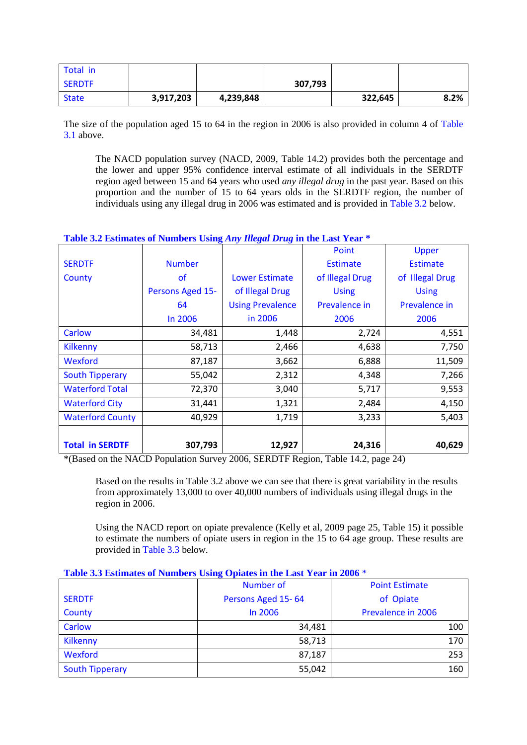| Total in SERDTF | | | 307,793 | | |
|---|---|---|---|---|---|
| State | 3,917,203 | 4,239,848 | | 322,645 | 8.2% |

The size of the population aged 15 to 64 in the region in 2006 is also provided in column 4 of Table 3.1 above.

The NACD population survey (NACD, 2009, Table 14.2) provides both the percentage and the lower and upper 95% confidence interval estimate of all individuals in the SERDTF region aged between 15 and 64 years who used *any illegal drug* in the past year. Based on this proportion and the number of 15 to 64 years olds in the SERDTF region, the number of individuals using any illegal drug in 2006 was estimated and is provided in Table 3.2 below.

**Table 3.2 Estimates of Numbers Using *Any Illegal Drug* in the Last Year ***

| SERDTF County | Number of Persons Aged 15-64 In 2006 | Lower Estimate of Illegal Drug Using Prevalence in 2006 | Point Estimate of Illegal Drug Using Prevalence in 2006 | Upper Estimate of Illegal Drug Using Prevalence in 2006 |
|---|---|---|---|---|
| Carlow | 34,481 | 1,448 | 2,724 | 4,551 |
| Kilkenny | 58,713 | 2,466 | 4,638 | 7,750 |
| Wexford | 87,187 | 3,662 | 6,888 | 11,509 |
| South Tipperary | 55,042 | 2,312 | 4,348 | 7,266 |
| Waterford Total | 72,370 | 3,040 | 5,717 | 9,553 |
| Waterford City | 31,441 | 1,321 | 2,484 | 4,150 |
| Waterford County | 40,929 | 1,719 | 3,233 | 5,403 |
| **Total in SERDTF** | **307,793** | **12,927** | **24,316** | **40,629** |

*(Based on the NACD Population Survey 2006, SERDTF Region, Table 14.2, page 24)

Based on the results in Table 3.2 above we can see that there is great variability in the results from approximately 13,000 to over 40,000 numbers of individuals using illegal drugs in the region in 2006.

Using the NACD report on opiate prevalence (Kelly et al, 2009 page 25, Table 15) it possible to estimate the numbers of opiate users in region in the 15 to 64 age group. These results are provided in Table 3.3 below.

**Table 3.3 Estimates of Numbers Using Opiates in the Last Year in 2006 ***

| SERDTF County | Number of Persons Aged 15- 64 In 2006 | Point Estimate of Opiate Prevalence in 2006 |
|---|---|---|
| Carlow | 34,481 | 100 |
| Kilkenny | 58,713 | 170 |
| Wexford | 87,187 | 253 |
| South Tipperary | 55,042 | 160 |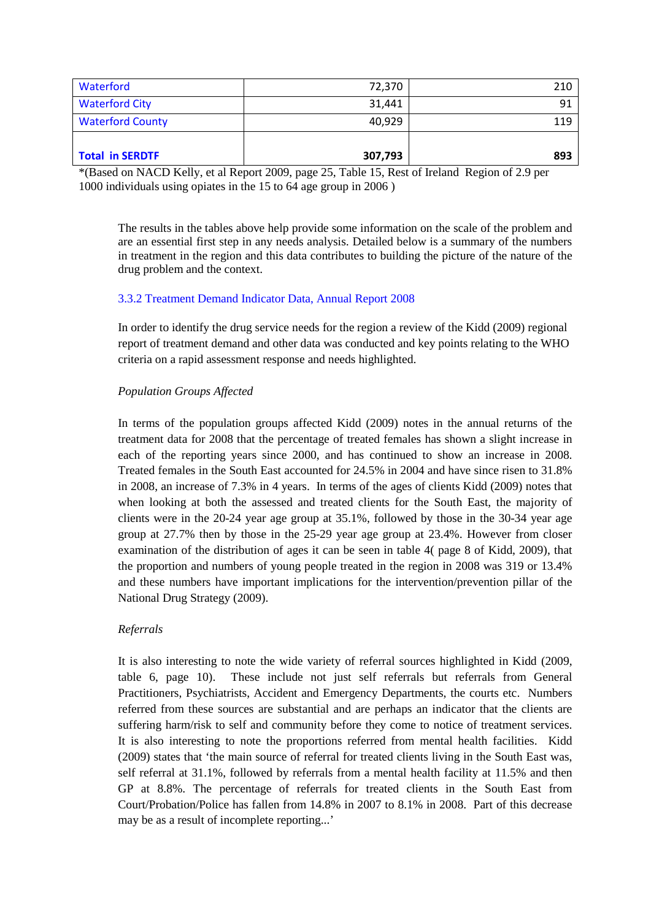| Waterford | 72,370 | 210 |
|---|---|---|
| Waterford City | 31,441 | 91 |
| Waterford County | 40,929 | 119 |
| **Total in SERDTF** | **307,793** | **893** |

*(Based on NACD Kelly, et al Report 2009, page 25, Table 15, Rest of Ireland Region of 2.9 per 1000 individuals using opiates in the 15 to 64 age group in 2006 )

The results in the tables above help provide some information on the scale of the problem and are an essential first step in any needs analysis. Detailed below is a summary of the numbers in treatment in the region and this data contributes to building the picture of the nature of the drug problem and the context.

### 3.3.2 Treatment Demand Indicator Data, Annual Report 2008

In order to identify the drug service needs for the region a review of the Kidd (2009) regional report of treatment demand and other data was conducted and key points relating to the WHO criteria on a rapid assessment response and needs highlighted.

*Population Groups Affected*

In terms of the population groups affected Kidd (2009) notes in the annual returns of the treatment data for 2008 that the percentage of treated females has shown a slight increase in each of the reporting years since 2000, and has continued to show an increase in 2008. Treated females in the South East accounted for 24.5% in 2004 and have since risen to 31.8% in 2008, an increase of 7.3% in 4 years. In terms of the ages of clients Kidd (2009) notes that when looking at both the assessed and treated clients for the South East, the majority of clients were in the 20-24 year age group at 35.1%, followed by those in the 30-34 year age group at 27.7% then by those in the 25-29 year age group at 23.4%. However from closer examination of the distribution of ages it can be seen in table 4( page 8 of Kidd, 2009), that the proportion and numbers of young people treated in the region in 2008 was 319 or 13.4% and these numbers have important implications for the intervention/prevention pillar of the National Drug Strategy (2009).

*Referrals*

It is also interesting to note the wide variety of referral sources highlighted in Kidd (2009, table 6, page 10). These include not just self referrals but referrals from General Practitioners, Psychiatrists, Accident and Emergency Departments, the courts etc. Numbers referred from these sources are substantial and are perhaps an indicator that the clients are suffering harm/risk to self and community before they come to notice of treatment services. It is also interesting to note the proportions referred from mental health facilities. Kidd (2009) states that 'the main source of referral for treated clients living in the South East was, self referral at 31.1%, followed by referrals from a mental health facility at 11.5% and then GP at 8.8%. The percentage of referrals for treated clients in the South East from Court/Probation/Police has fallen from 14.8% in 2007 to 8.1% in 2008. Part of this decrease may be as a result of incomplete reporting...'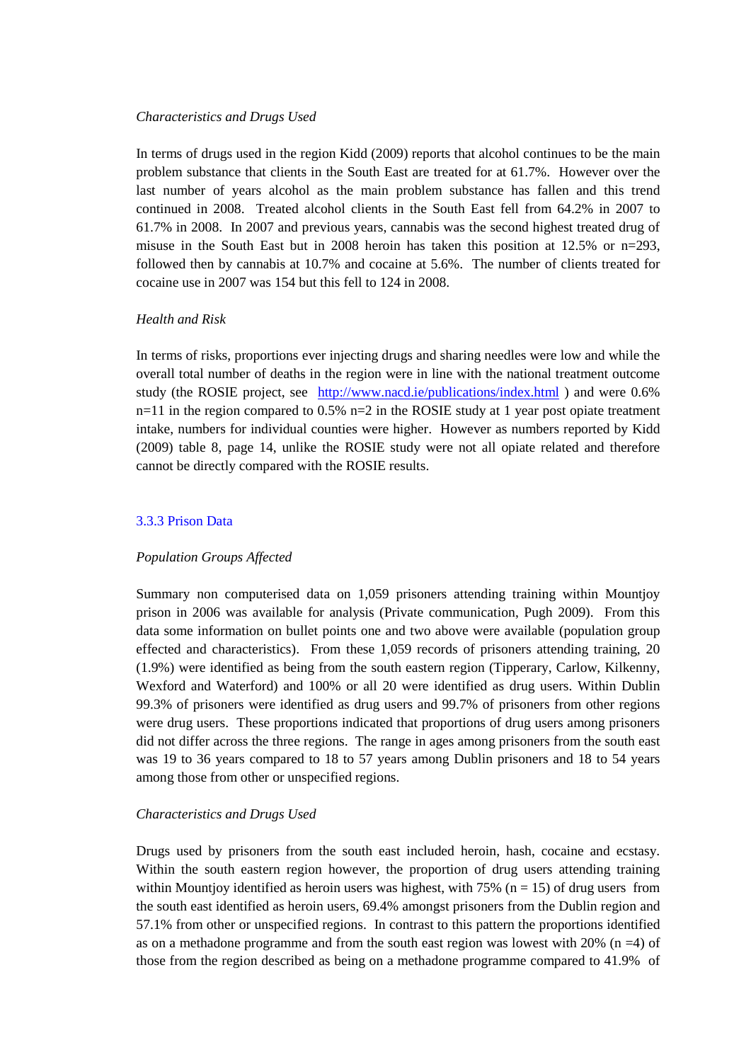*Characteristics and Drugs Used*

In terms of drugs used in the region Kidd (2009) reports that alcohol continues to be the main problem substance that clients in the South East are treated for at 61.7%. However over the last number of years alcohol as the main problem substance has fallen and this trend continued in 2008. Treated alcohol clients in the South East fell from 64.2% in 2007 to 61.7% in 2008. In 2007 and previous years, cannabis was the second highest treated drug of misuse in the South East but in 2008 heroin has taken this position at 12.5% or n=293, followed then by cannabis at 10.7% and cocaine at 5.6%. The number of clients treated for cocaine use in 2007 was 154 but this fell to 124 in 2008.

*Health and Risk*

In terms of risks, proportions ever injecting drugs and sharing needles were low and while the overall total number of deaths in the region were in line with the national treatment outcome study (the ROSIE project, see [http://www.nacd.ie/publications/index.html](http://www.nacd.ie/publications/index.html) ) and were 0.6% n=11 in the region compared to 0.5% n=2 in the ROSIE study at 1 year post opiate treatment intake, numbers for individual counties were higher. However as numbers reported by Kidd (2009) table 8, page 14, unlike the ROSIE study were not all opiate related and therefore cannot be directly compared with the ROSIE results.

### 3.3.3 Prison Data

*Population Groups Affected*

Summary non computerised data on 1,059 prisoners attending training within Mountjoy prison in 2006 was available for analysis (Private communication, Pugh 2009). From this data some information on bullet points one and two above were available (population group effected and characteristics). From these 1,059 records of prisoners attending training, 20 (1.9%) were identified as being from the south eastern region (Tipperary, Carlow, Kilkenny, Wexford and Waterford) and 100% or all 20 were identified as drug users. Within Dublin 99.3% of prisoners were identified as drug users and 99.7% of prisoners from other regions were drug users. These proportions indicated that proportions of drug users among prisoners did not differ across the three regions. The range in ages among prisoners from the south east was 19 to 36 years compared to 18 to 57 years among Dublin prisoners and 18 to 54 years among those from other or unspecified regions.

*Characteristics and Drugs Used*

Drugs used by prisoners from the south east included heroin, hash, cocaine and ecstasy. Within the south eastern region however, the proportion of drug users attending training within Mountjoy identified as heroin users was highest, with 75% (n = 15) of drug users from the south east identified as heroin users, 69.4% amongst prisoners from the Dublin region and 57.1% from other or unspecified regions. In contrast to this pattern the proportions identified as on a methadone programme and from the south east region was lowest with 20% (n =4) of those from the region described as being on a methadone programme compared to 41.9% of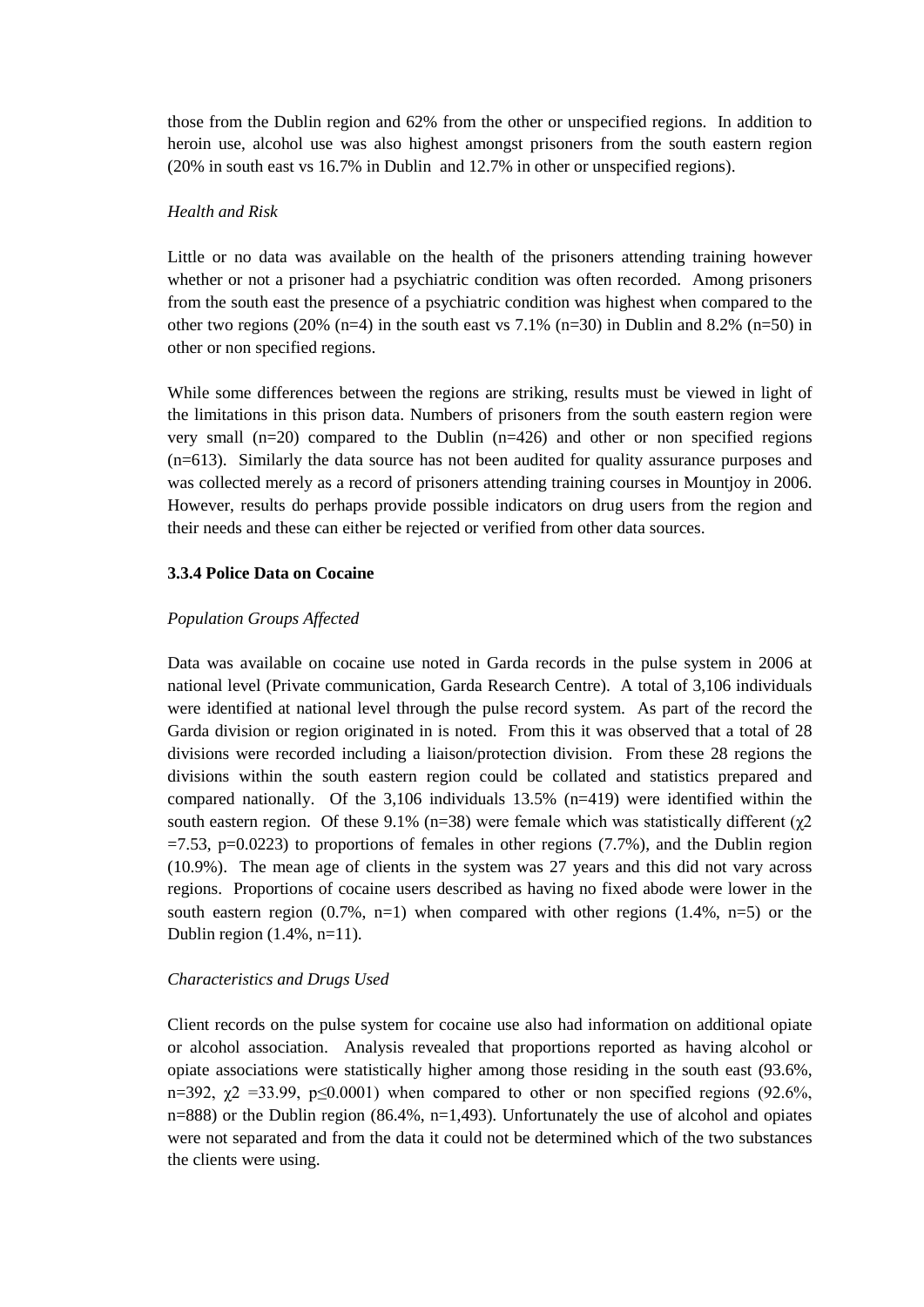those from the Dublin region and 62% from the other or unspecified regions. In addition to heroin use, alcohol use was also highest amongst prisoners from the south eastern region (20% in south east vs 16.7% in Dublin and 12.7% in other or unspecified regions).

*Health and Risk*

Little or no data was available on the health of the prisoners attending training however whether or not a prisoner had a psychiatric condition was often recorded. Among prisoners from the south east the presence of a psychiatric condition was highest when compared to the other two regions (20% (n=4) in the south east vs 7.1% (n=30) in Dublin and 8.2% (n=50) in other or non specified regions.

While some differences between the regions are striking, results must be viewed in light of the limitations in this prison data. Numbers of prisoners from the south eastern region were very small (n=20) compared to the Dublin (n=426) and other or non specified regions (n=613). Similarly the data source has not been audited for quality assurance purposes and was collected merely as a record of prisoners attending training courses in Mountjoy in 2006. However, results do perhaps provide possible indicators on drug users from the region and their needs and these can either be rejected or verified from other data sources.

**3.3.4 Police Data on Cocaine**

*Population Groups Affected*

Data was available on cocaine use noted in Garda records in the pulse system in 2006 at national level (Private communication, Garda Research Centre). A total of 3,106 individuals were identified at national level through the pulse record system. As part of the record the Garda division or region originated in is noted. From this it was observed that a total of 28 divisions were recorded including a liaison/protection division. From these 28 regions the divisions within the south eastern region could be collated and statistics prepared and compared nationally. Of the 3,106 individuals 13.5% (n=419) were identified within the south eastern region. Of these 9.1% (n=38) were female which was statistically different ($\chi2 = 7.53$, p=0.0223) to proportions of females in other regions (7.7%), and the Dublin region (10.9%). The mean age of clients in the system was 27 years and this did not vary across regions. Proportions of cocaine users described as having no fixed abode were lower in the south eastern region (0.7%, n=1) when compared with other regions (1.4%, n=5) or the Dublin region (1.4%, n=11).

*Characteristics and Drugs Used*

Client records on the pulse system for cocaine use also had information on additional opiate or alcohol association. Analysis revealed that proportions reported as having alcohol or opiate associations were statistically higher among those residing in the south east (93.6%, n=392, $\chi2 = 33.99$, $p \leq 0.0001$) when compared to other or non specified regions (92.6%, n=888) or the Dublin region (86.4%, n=1,493). Unfortunately the use of alcohol and opiates were not separated and from the data it could not be determined which of the two substances the clients were using.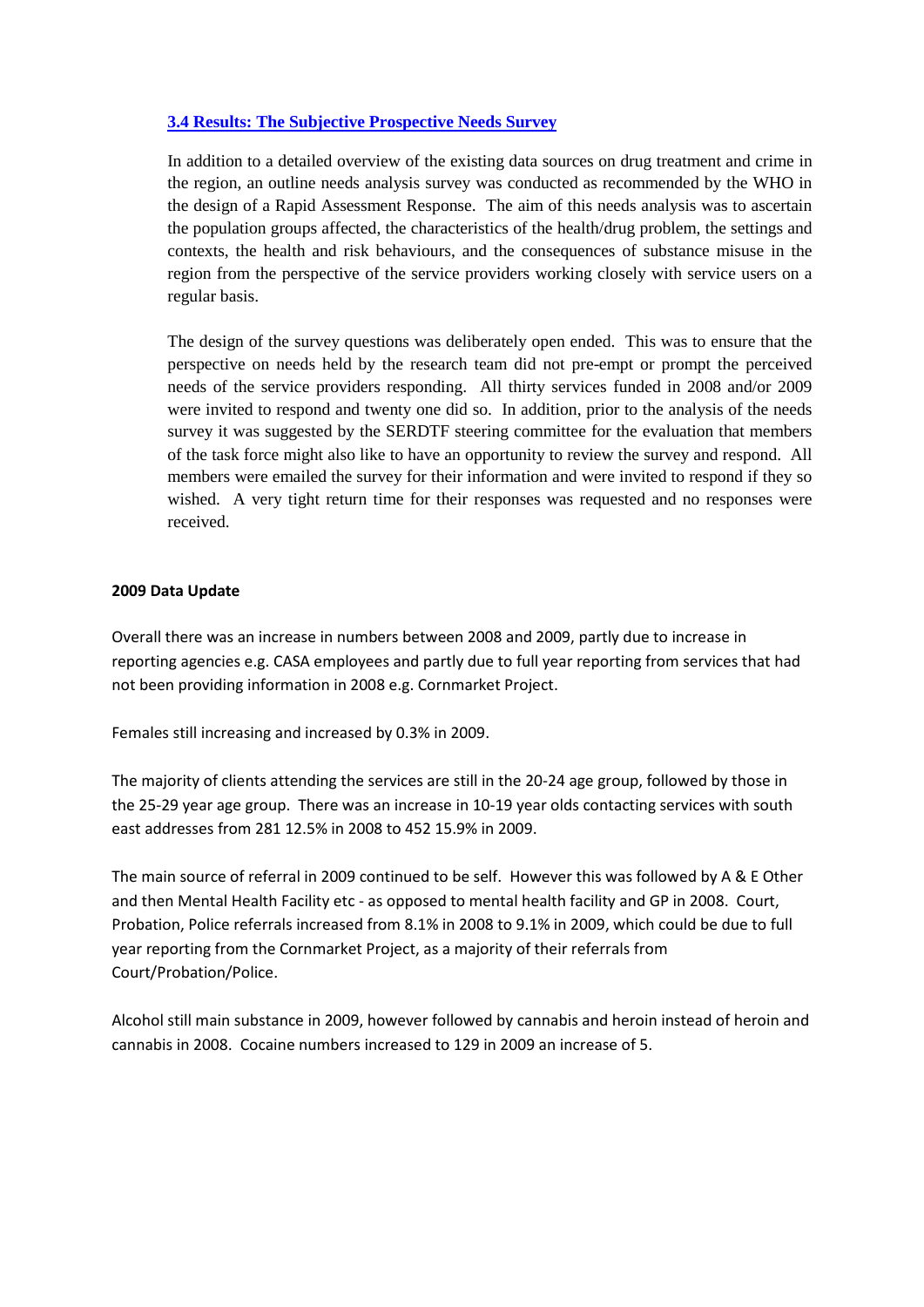### 3.4 Results: The Subjective Prospective Needs Survey

In addition to a detailed overview of the existing data sources on drug treatment and crime in the region, an outline needs analysis survey was conducted as recommended by the WHO in the design of a Rapid Assessment Response. The aim of this needs analysis was to ascertain the population groups affected, the characteristics of the health/drug problem, the settings and contexts, the health and risk behaviours, and the consequences of substance misuse in the region from the perspective of the service providers working closely with service users on a regular basis.

The design of the survey questions was deliberately open ended. This was to ensure that the perspective on needs held by the research team did not pre-empt or prompt the perceived needs of the service providers responding. All thirty services funded in 2008 and/or 2009 were invited to respond and twenty one did so. In addition, prior to the analysis of the needs survey it was suggested by the SERDTF steering committee for the evaluation that members of the task force might also like to have an opportunity to review the survey and respond. All members were emailed the survey for their information and were invited to respond if they so wished. A very tight return time for their responses was requested and no responses were received.

**2009 Data Update**

Overall there was an increase in numbers between 2008 and 2009, partly due to increase in reporting agencies e.g. CASA employees and partly due to full year reporting from services that had not been providing information in 2008 e.g. Cornmarket Project.

Females still increasing and increased by 0.3% in 2009.

The majority of clients attending the services are still in the 20-24 age group, followed by those in the 25-29 year age group. There was an increase in 10-19 year olds contacting services with south east addresses from 281 12.5% in 2008 to 452 15.9% in 2009.

The main source of referral in 2009 continued to be self. However this was followed by A & E Other and then Mental Health Facility etc - as opposed to mental health facility and GP in 2008. Court, Probation, Police referrals increased from 8.1% in 2008 to 9.1% in 2009, which could be due to full year reporting from the Cornmarket Project, as a majority of their referrals from Court/Probation/Police.

Alcohol still main substance in 2009, however followed by cannabis and heroin instead of heroin and cannabis in 2008. Cocaine numbers increased to 129 in 2009 an increase of 5.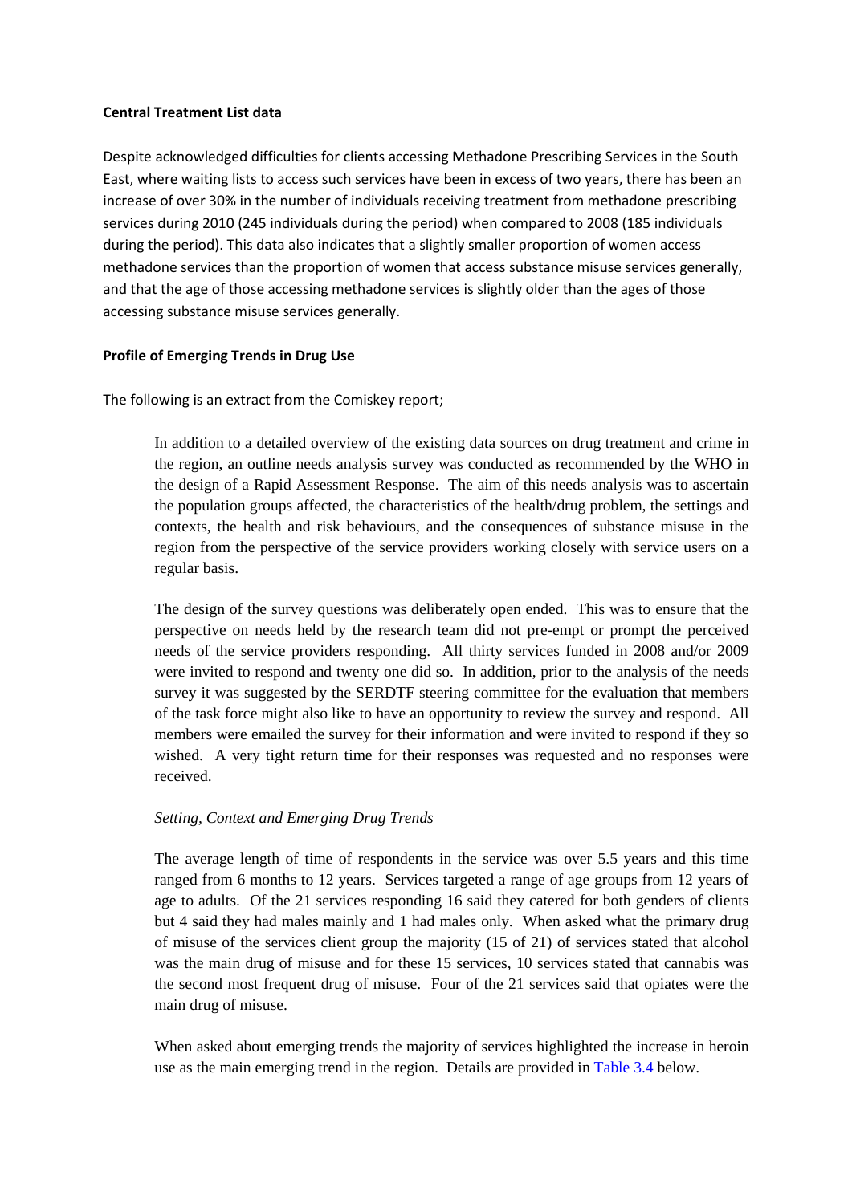**Central Treatment List data**

Despite acknowledged difficulties for clients accessing Methadone Prescribing Services in the South East, where waiting lists to access such services have been in excess of two years, there has been an increase of over 30% in the number of individuals receiving treatment from methadone prescribing services during 2010 (245 individuals during the period) when compared to 2008 (185 individuals during the period). This data also indicates that a slightly smaller proportion of women access methadone services than the proportion of women that access substance misuse services generally, and that the age of those accessing methadone services is slightly older than the ages of those accessing substance misuse services generally.

**Profile of Emerging Trends in Drug Use**

The following is an extract from the Comiskey report;

> In addition to a detailed overview of the existing data sources on drug treatment and crime in the region, an outline needs analysis survey was conducted as recommended by the WHO in the design of a Rapid Assessment Response. The aim of this needs analysis was to ascertain the population groups affected, the characteristics of the health/drug problem, the settings and contexts, the health and risk behaviours, and the consequences of substance misuse in the region from the perspective of the service providers working closely with service users on a regular basis.
>
> The design of the survey questions was deliberately open ended. This was to ensure that the perspective on needs held by the research team did not pre-empt or prompt the perceived needs of the service providers responding. All thirty services funded in 2008 and/or 2009 were invited to respond and twenty one did so. In addition, prior to the analysis of the needs survey it was suggested by the SERDTF steering committee for the evaluation that members of the task force might also like to have an opportunity to review the survey and respond. All members were emailed the survey for their information and were invited to respond if they so wished. A very tight return time for their responses was requested and no responses were received.
>
> *Setting, Context and Emerging Drug Trends*
>
> The average length of time of respondents in the service was over 5.5 years and this time ranged from 6 months to 12 years. Services targeted a range of age groups from 12 years of age to adults. Of the 21 services responding 16 said they catered for both genders of clients but 4 said they had males mainly and 1 had males only. When asked what the primary drug of misuse of the services client group the majority (15 of 21) of services stated that alcohol was the main drug of misuse and for these 15 services, 10 services stated that cannabis was the second most frequent drug of misuse. Four of the 21 services said that opiates were the main drug of misuse.
>
> When asked about emerging trends the majority of services highlighted the increase in heroin use as the main emerging trend in the region. Details are provided in Table 3.4 below.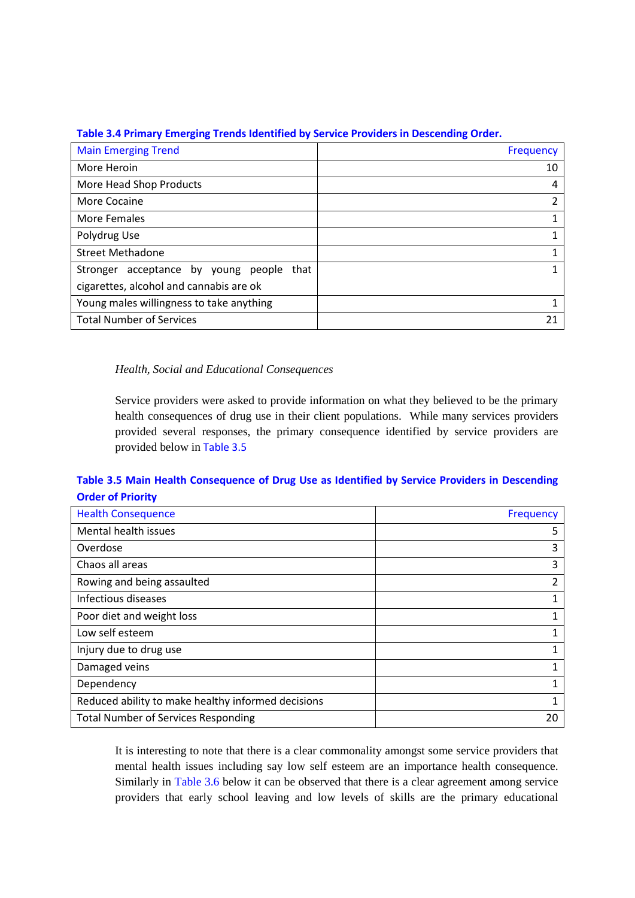**Table 3.4 Primary Emerging Trends Identified by Service Providers in Descending Order.**

| Main Emerging Trend | Frequency |
|---|---|
| More Heroin | 10 |
| More Head Shop Products | 4 |
| More Cocaine | 2 |
| More Females | 1 |
| Polydrug Use | 1 |
| Street Methadone | 1 |
| Stronger acceptance by young people that cigarettes, alcohol and cannabis are ok | 1 |
| Young males willingness to take anything | 1 |
| Total Number of Services | 21 |

*Health, Social and Educational Consequences*

Service providers were asked to provide information on what they believed to be the primary health consequences of drug use in their client populations. While many services providers provided several responses, the primary consequence identified by service providers are provided below in Table 3.5

**Table 3.5 Main Health Consequence of Drug Use as Identified by Service Providers in Descending Order of Priority**

| Health Consequence | Frequency |
|---|---|
| Mental health issues | 5 |
| Overdose | 3 |
| Chaos all areas | 3 |
| Rowing and being assaulted | 2 |
| Infectious diseases | 1 |
| Poor diet and weight loss | 1 |
| Low self esteem | 1 |
| Injury due to drug use | 1 |
| Damaged veins | 1 |
| Dependency | 1 |
| Reduced ability to make healthy informed decisions | 1 |
| Total Number of Services Responding | 20 |

It is interesting to note that there is a clear commonality amongst some service providers that mental health issues including say low self esteem are an importance health consequence. Similarly in Table 3.6 below it can be observed that there is a clear agreement among service providers that early school leaving and low levels of skills are the primary educational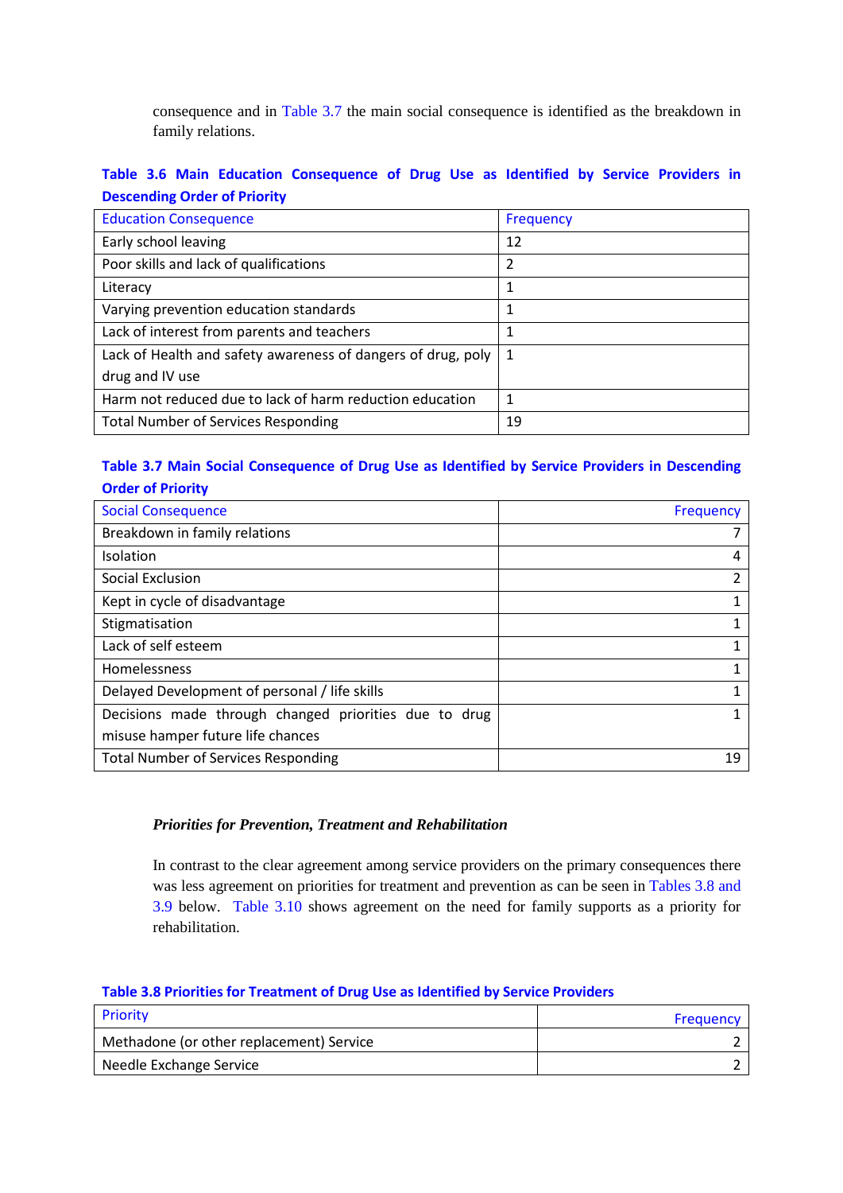consequence and in Table 3.7 the main social consequence is identified as the breakdown in family relations.

**Table 3.6 Main Education Consequence of Drug Use as Identified by Service Providers in Descending Order of Priority**

| Education Consequence | Frequency |
|---|---|
| Early school leaving | 12 |
| Poor skills and lack of qualifications | 2 |
| Literacy | 1 |
| Varying prevention education standards | 1 |
| Lack of interest from parents and teachers | 1 |
| Lack of Health and safety awareness of dangers of drug, poly drug and IV use | 1 |
| Harm not reduced due to lack of harm reduction education | 1 |
| Total Number of Services Responding | 19 |

**Table 3.7 Main Social Consequence of Drug Use as Identified by Service Providers in Descending Order of Priority**

| Social Consequence | Frequency |
|---|---|
| Breakdown in family relations | 7 |
| Isolation | 4 |
| Social Exclusion | 2 |
| Kept in cycle of disadvantage | 1 |
| Stigmatisation | 1 |
| Lack of self esteem | 1 |
| Homelessness | 1 |
| Delayed Development of personal / life skills | 1 |
| Decisions made through changed priorities due to drug misuse hamper future life chances | 1 |
| Total Number of Services Responding | 19 |

***Priorities for Prevention, Treatment and Rehabilitation***

In contrast to the clear agreement among service providers on the primary consequences there was less agreement on priorities for treatment and prevention as can be seen in Tables 3.8 and 3.9 below. Table 3.10 shows agreement on the need for family supports as a priority for rehabilitation.

**Table 3.8 Priorities for Treatment of Drug Use as Identified by Service Providers**

| Priority | Frequency |
|---|---|
| Methadone (or other replacement) Service | 2 |
| Needle Exchange Service | 2 |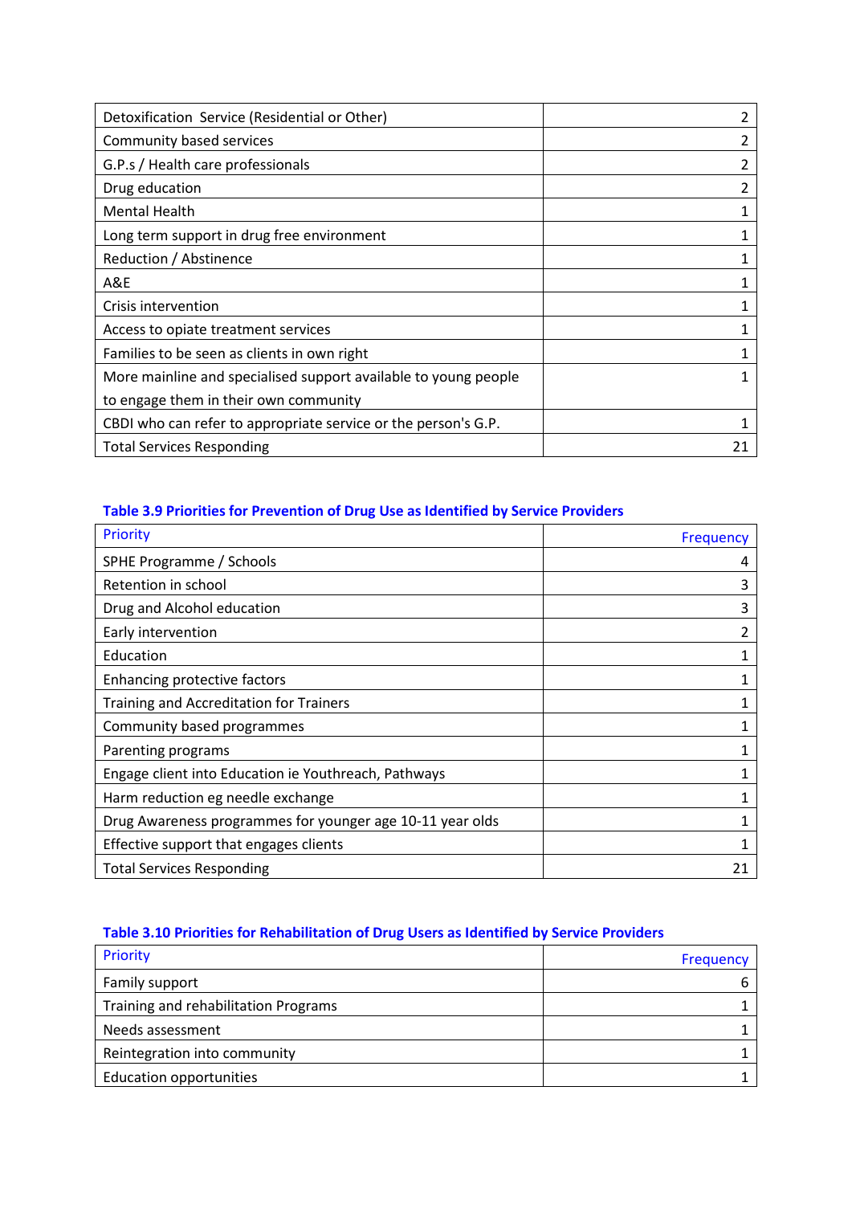| | |
|---|---|
| Detoxification Service (Residential or Other) | 2 |
| Community based services | 2 |
| G.P.s / Health care professionals | 2 |
| Drug education | 2 |
| Mental Health | 1 |
| Long term support in drug free environment | 1 |
| Reduction / Abstinence | 1 |
| A&E | 1 |
| Crisis intervention | 1 |
| Access to opiate treatment services | 1 |
| Families to be seen as clients in own right | 1 |
| More mainline and specialised support available to young people to engage them in their own community | 1 |
| CBDI who can refer to appropriate service or the person's G.P. | 1 |
| Total Services Responding | 21 |

**Table 3.9 Priorities for Prevention of Drug Use as Identified by Service Providers**

| Priority | Frequency |
|---|---|
| SPHE Programme / Schools | 4 |
| Retention in school | 3 |
| Drug and Alcohol education | 3 |
| Early intervention | 2 |
| Education | 1 |
| Enhancing protective factors | 1 |
| Training and Accreditation for Trainers | 1 |
| Community based programmes | 1 |
| Parenting programs | 1 |
| Engage client into Education ie Youthreach, Pathways | 1 |
| Harm reduction eg needle exchange | 1 |
| Drug Awareness programmes for younger age 10-11 year olds | 1 |
| Effective support that engages clients | 1 |
| Total Services Responding | 21 |

**Table 3.10 Priorities for Rehabilitation of Drug Users as Identified by Service Providers**

| Priority | Frequency |
|---|---|
| Family support | 6 |
| Training and rehabilitation Programs | 1 |
| Needs assessment | 1 |
| Reintegration into community | 1 |
| Education opportunities | 1 |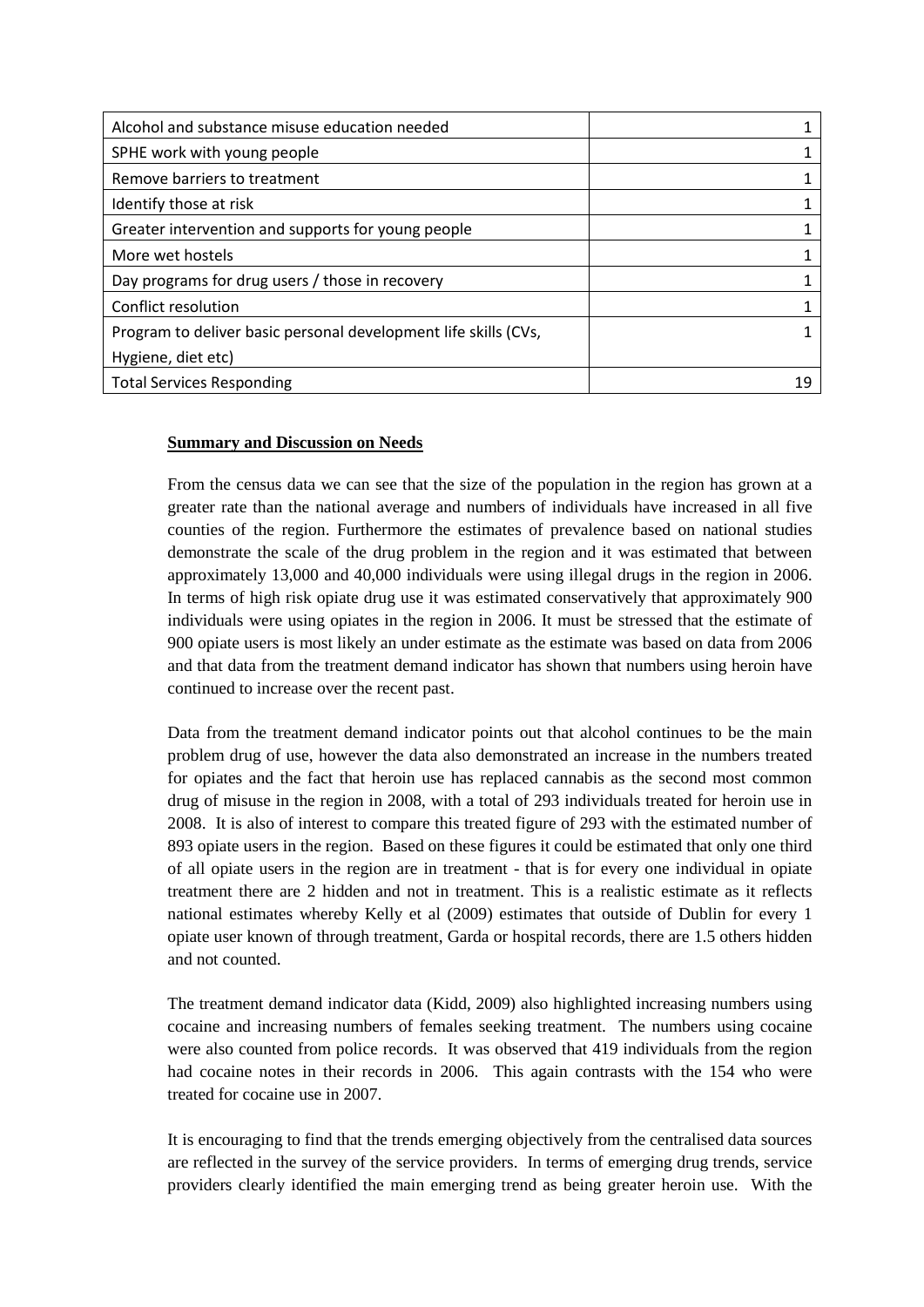| | |
|---|---|
| Alcohol and substance misuse education needed | 1 |
| SPHE work with young people | 1 |
| Remove barriers to treatment | 1 |
| Identify those at risk | 1 |
| Greater intervention and supports for young people | 1 |
| More wet hostels | 1 |
| Day programs for drug users / those in recovery | 1 |
| Conflict resolution | 1 |
| Program to deliver basic personal development life skills (CVs, Hygiene, diet etc) | 1 |
| Total Services Responding | 19 |

**Summary and Discussion on Needs**

From the census data we can see that the size of the population in the region has grown at a greater rate than the national average and numbers of individuals have increased in all five counties of the region. Furthermore the estimates of prevalence based on national studies demonstrate the scale of the drug problem in the region and it was estimated that between approximately 13,000 and 40,000 individuals were using illegal drugs in the region in 2006. In terms of high risk opiate drug use it was estimated conservatively that approximately 900 individuals were using opiates in the region in 2006. It must be stressed that the estimate of 900 opiate users is most likely an under estimate as the estimate was based on data from 2006 and that data from the treatment demand indicator has shown that numbers using heroin have continued to increase over the recent past.

Data from the treatment demand indicator points out that alcohol continues to be the main problem drug of use, however the data also demonstrated an increase in the numbers treated for opiates and the fact that heroin use has replaced cannabis as the second most common drug of misuse in the region in 2008, with a total of 293 individuals treated for heroin use in 2008. It is also of interest to compare this treated figure of 293 with the estimated number of 893 opiate users in the region. Based on these figures it could be estimated that only one third of all opiate users in the region are in treatment - that is for every one individual in opiate treatment there are 2 hidden and not in treatment. This is a realistic estimate as it reflects national estimates whereby Kelly et al (2009) estimates that outside of Dublin for every 1 opiate user known of through treatment, Garda or hospital records, there are 1.5 others hidden and not counted.

The treatment demand indicator data (Kidd, 2009) also highlighted increasing numbers using cocaine and increasing numbers of females seeking treatment. The numbers using cocaine were also counted from police records. It was observed that 419 individuals from the region had cocaine notes in their records in 2006. This again contrasts with the 154 who were treated for cocaine use in 2007.

It is encouraging to find that the trends emerging objectively from the centralised data sources are reflected in the survey of the service providers. In terms of emerging drug trends, service providers clearly identified the main emerging trend as being greater heroin use. With the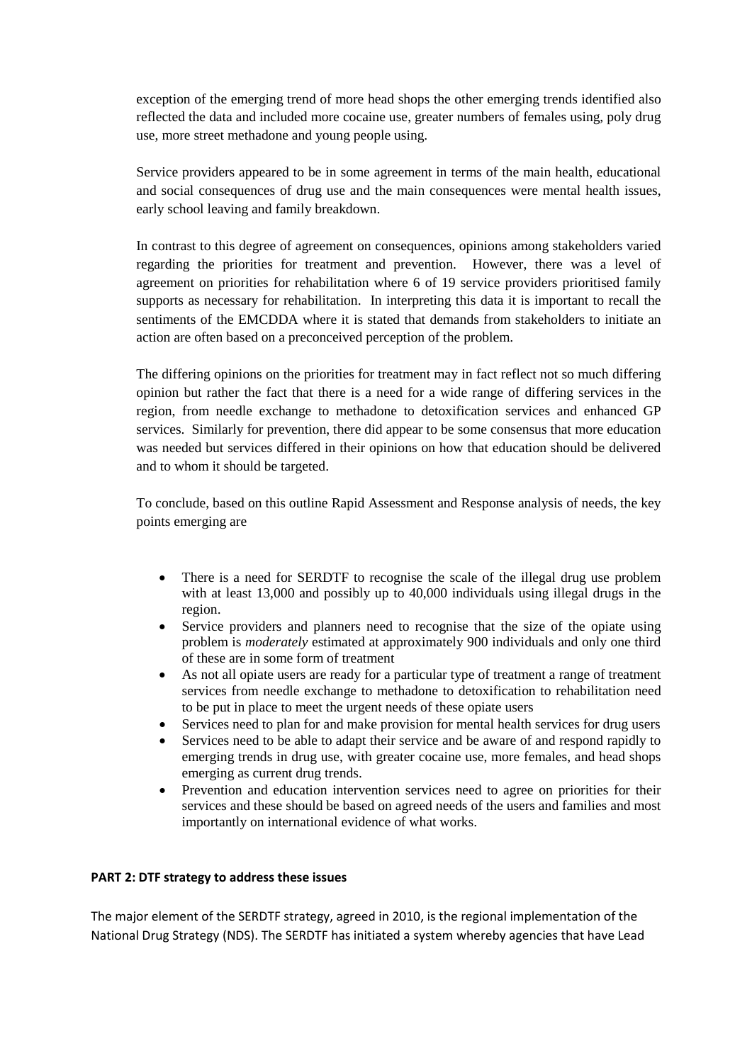exception of the emerging trend of more head shops the other emerging trends identified also reflected the data and included more cocaine use, greater numbers of females using, poly drug use, more street methadone and young people using.

Service providers appeared to be in some agreement in terms of the main health, educational and social consequences of drug use and the main consequences were mental health issues, early school leaving and family breakdown.

In contrast to this degree of agreement on consequences, opinions among stakeholders varied regarding the priorities for treatment and prevention. However, there was a level of agreement on priorities for rehabilitation where 6 of 19 service providers prioritised family supports as necessary for rehabilitation. In interpreting this data it is important to recall the sentiments of the EMCDDA where it is stated that demands from stakeholders to initiate an action are often based on a preconceived perception of the problem.

The differing opinions on the priorities for treatment may in fact reflect not so much differing opinion but rather the fact that there is a need for a wide range of differing services in the region, from needle exchange to methadone to detoxification services and enhanced GP services. Similarly for prevention, there did appear to be some consensus that more education was needed but services differed in their opinions on how that education should be delivered and to whom it should be targeted.

To conclude, based on this outline Rapid Assessment and Response analysis of needs, the key points emerging are

- There is a need for SERDTF to recognise the scale of the illegal drug use problem with at least 13,000 and possibly up to 40,000 individuals using illegal drugs in the region.
- Service providers and planners need to recognise that the size of the opiate using problem is *moderately* estimated at approximately 900 individuals and only one third of these are in some form of treatment
- As not all opiate users are ready for a particular type of treatment a range of treatment services from needle exchange to methadone to detoxification to rehabilitation need to be put in place to meet the urgent needs of these opiate users
- Services need to plan for and make provision for mental health services for drug users
- Services need to be able to adapt their service and be aware of and respond rapidly to emerging trends in drug use, with greater cocaine use, more females, and head shops emerging as current drug trends.
- Prevention and education intervention services need to agree on priorities for their services and these should be based on agreed needs of the users and families and most importantly on international evidence of what works.

**PART 2: DTF strategy to address these issues**

The major element of the SERDTF strategy, agreed in 2010, is the regional implementation of the National Drug Strategy (NDS). The SERDTF has initiated a system whereby agencies that have Lead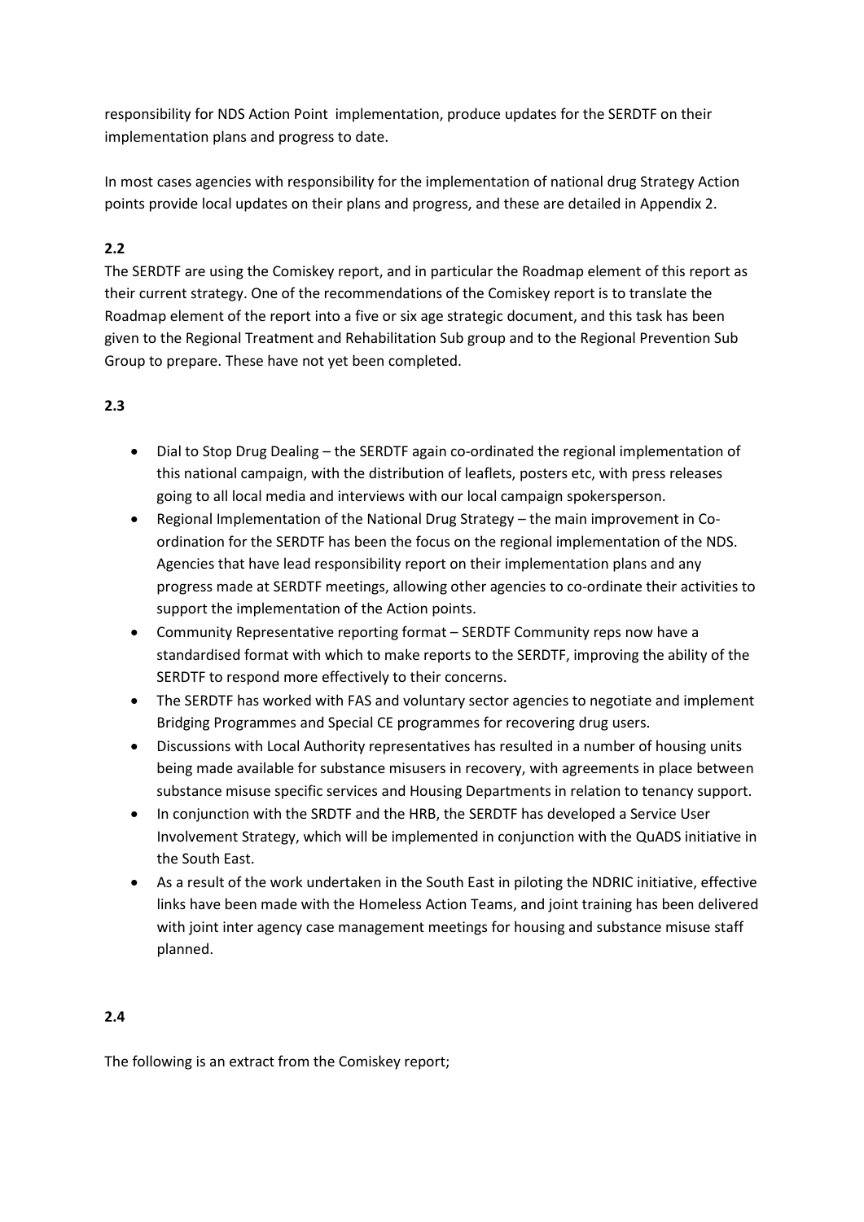responsibility for NDS Action Point implementation, produce updates for the SERDTF on their implementation plans and progress to date.

In most cases agencies with responsibility for the implementation of national drug Strategy Action points provide local updates on their plans and progress, and these are detailed in Appendix 2.

**2.2**

The SERDTF are using the Comiskey report, and in particular the Roadmap element of this report as their current strategy. One of the recommendations of the Comiskey report is to translate the Roadmap element of the report into a five or six age strategic document, and this task has been given to the Regional Treatment and Rehabilitation Sub group and to the Regional Prevention Sub Group to prepare. These have not yet been completed.

**2.3**

- Dial to Stop Drug Dealing – the SERDTF again co-ordinated the regional implementation of this national campaign, with the distribution of leaflets, posters etc, with press releases going to all local media and interviews with our local campaign spokersperson.
- Regional Implementation of the National Drug Strategy – the main improvement in Co-ordination for the SERDTF has been the focus on the regional implementation of the NDS. Agencies that have lead responsibility report on their implementation plans and any progress made at SERDTF meetings, allowing other agencies to co-ordinate their activities to support the implementation of the Action points.
- Community Representative reporting format – SERDTF Community reps now have a standardised format with which to make reports to the SERDTF, improving the ability of the SERDTF to respond more effectively to their concerns.
- The SERDTF has worked with FAS and voluntary sector agencies to negotiate and implement Bridging Programmes and Special CE programmes for recovering drug users.
- Discussions with Local Authority representatives has resulted in a number of housing units being made available for substance misusers in recovery, with agreements in place between substance misuse specific services and Housing Departments in relation to tenancy support.
- In conjunction with the SRDTF and the HRB, the SERDTF has developed a Service User Involvement Strategy, which will be implemented in conjunction with the QuADS initiative in the South East.
- As a result of the work undertaken in the South East in piloting the NDRIC initiative, effective links have been made with the Homeless Action Teams, and joint training has been delivered with joint inter agency case management meetings for housing and substance misuse staff planned.

**2.4**

The following is an extract from the Comiskey report;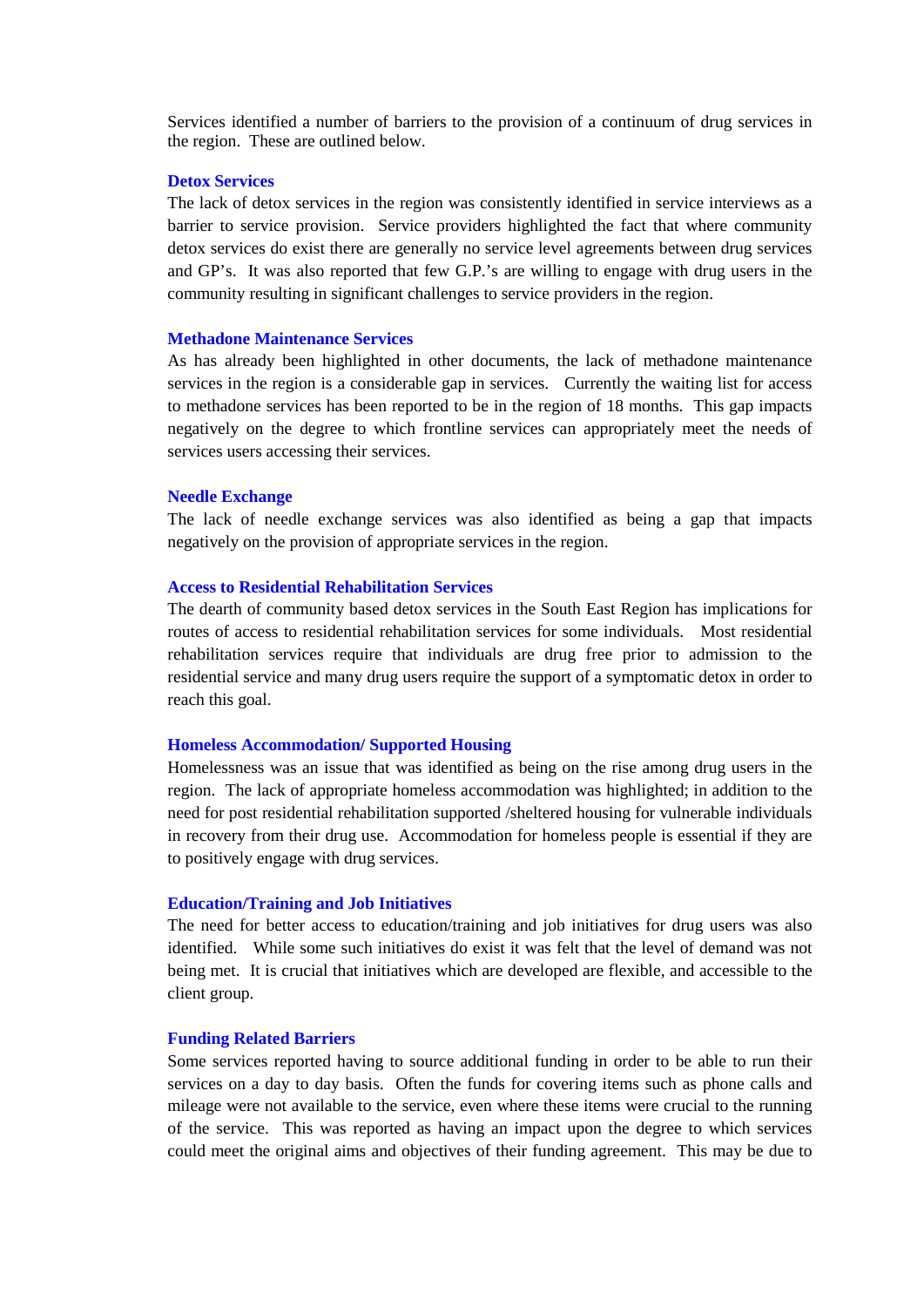Services identified a number of barriers to the provision of a continuum of drug services in the region. These are outlined below.

### Detox Services

The lack of detox services in the region was consistently identified in service interviews as a barrier to service provision. Service providers highlighted the fact that where community detox services do exist there are generally no service level agreements between drug services and GP's. It was also reported that few G.P.'s are willing to engage with drug users in the community resulting in significant challenges to service providers in the region.

### Methadone Maintenance Services

As has already been highlighted in other documents, the lack of methadone maintenance services in the region is a considerable gap in services. Currently the waiting list for access to methadone services has been reported to be in the region of 18 months. This gap impacts negatively on the degree to which frontline services can appropriately meet the needs of services users accessing their services.

### Needle Exchange

The lack of needle exchange services was also identified as being a gap that impacts negatively on the provision of appropriate services in the region.

### Access to Residential Rehabilitation Services

The dearth of community based detox services in the South East Region has implications for routes of access to residential rehabilitation services for some individuals. Most residential rehabilitation services require that individuals are drug free prior to admission to the residential service and many drug users require the support of a symptomatic detox in order to reach this goal.

### Homeless Accommodation/ Supported Housing

Homelessness was an issue that was identified as being on the rise among drug users in the region. The lack of appropriate homeless accommodation was highlighted; in addition to the need for post residential rehabilitation supported /sheltered housing for vulnerable individuals in recovery from their drug use. Accommodation for homeless people is essential if they are to positively engage with drug services.

### Education/Training and Job Initiatives

The need for better access to education/training and job initiatives for drug users was also identified. While some such initiatives do exist it was felt that the level of demand was not being met. It is crucial that initiatives which are developed are flexible, and accessible to the client group.

### Funding Related Barriers

Some services reported having to source additional funding in order to be able to run their services on a day to day basis. Often the funds for covering items such as phone calls and mileage were not available to the service, even where these items were crucial to the running of the service. This was reported as having an impact upon the degree to which services could meet the original aims and objectives of their funding agreement. This may be due to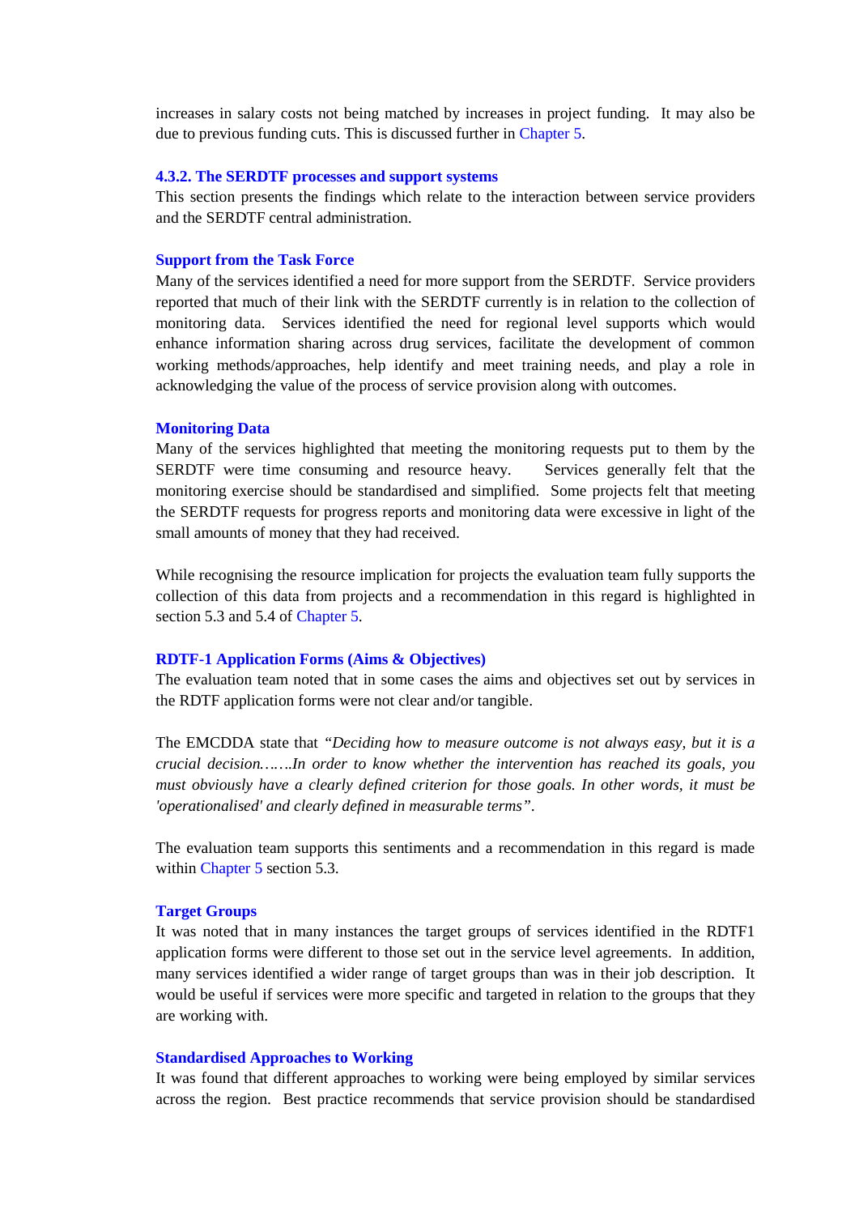increases in salary costs not being matched by increases in project funding. It may also be due to previous funding cuts. This is discussed further in Chapter 5.

#### 4.3.2. The SERDTF processes and support systems

This section presents the findings which relate to the interaction between service providers and the SERDTF central administration.

**Support from the Task Force**

Many of the services identified a need for more support from the SERDTF. Service providers reported that much of their link with the SERDTF currently is in relation to the collection of monitoring data. Services identified the need for regional level supports which would enhance information sharing across drug services, facilitate the development of common working methods/approaches, help identify and meet training needs, and play a role in acknowledging the value of the process of service provision along with outcomes.

**Monitoring Data**

Many of the services highlighted that meeting the monitoring requests put to them by the SERDTF were time consuming and resource heavy. Services generally felt that the monitoring exercise should be standardised and simplified. Some projects felt that meeting the SERDTF requests for progress reports and monitoring data were excessive in light of the small amounts of money that they had received.

While recognising the resource implication for projects the evaluation team fully supports the collection of this data from projects and a recommendation in this regard is highlighted in section 5.3 and 5.4 of Chapter 5.

**RDTF-1 Application Forms (Aims & Objectives)**

The evaluation team noted that in some cases the aims and objectives set out by services in the RDTF application forms were not clear and/or tangible.

The EMCDDA state that *"Deciding how to measure outcome is not always easy, but it is a crucial decision…….In order to know whether the intervention has reached its goals, you must obviously have a clearly defined criterion for those goals. In other words, it must be 'operationalised' and clearly defined in measurable terms"*.

The evaluation team supports this sentiments and a recommendation in this regard is made within Chapter 5 section 5.3.

**Target Groups**

It was noted that in many instances the target groups of services identified in the RDTF1 application forms were different to those set out in the service level agreements. In addition, many services identified a wider range of target groups than was in their job description. It would be useful if services were more specific and targeted in relation to the groups that they are working with.

**Standardised Approaches to Working**

It was found that different approaches to working were being employed by similar services across the region. Best practice recommends that service provision should be standardised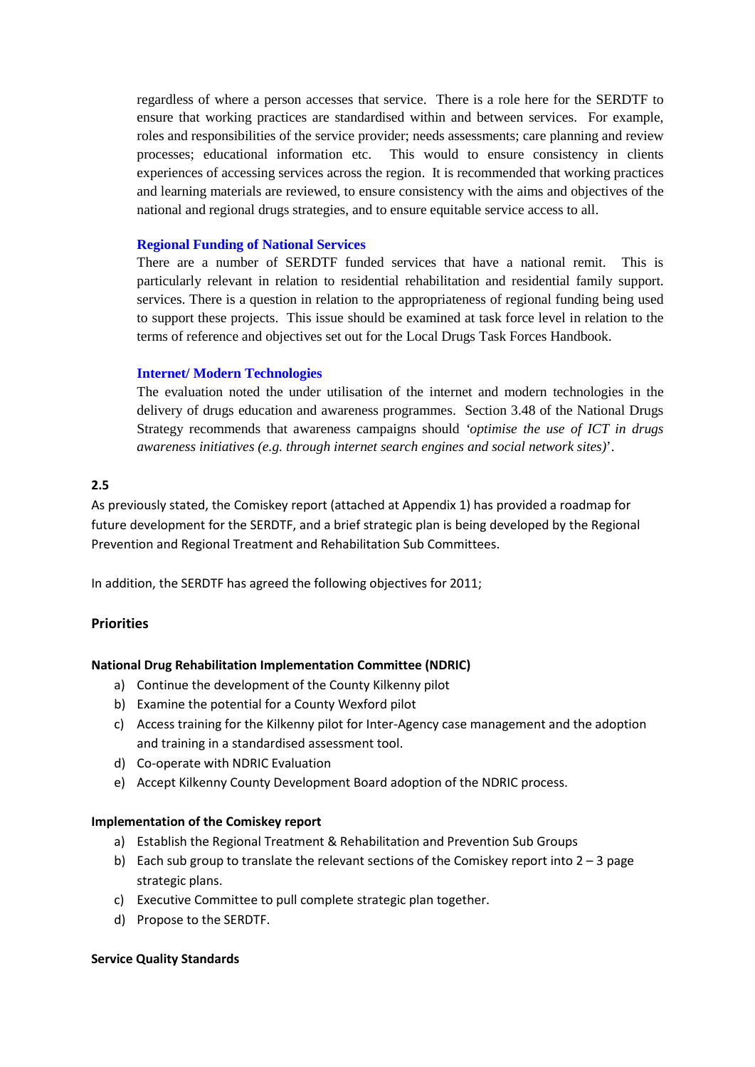regardless of where a person accesses that service. There is a role here for the SERDTF to ensure that working practices are standardised within and between services. For example, roles and responsibilities of the service provider; needs assessments; care planning and review processes; educational information etc. This would to ensure consistency in clients experiences of accessing services across the region. It is recommended that working practices and learning materials are reviewed, to ensure consistency with the aims and objectives of the national and regional drugs strategies, and to ensure equitable service access to all.

**Regional Funding of National Services**

There are a number of SERDTF funded services that have a national remit. This is particularly relevant in relation to residential rehabilitation and residential family support. services. There is a question in relation to the appropriateness of regional funding being used to support these projects. This issue should be examined at task force level in relation to the terms of reference and objectives set out for the Local Drugs Task Forces Handbook.

**Internet/ Modern Technologies**

The evaluation noted the under utilisation of the internet and modern technologies in the delivery of drugs education and awareness programmes. Section 3.48 of the National Drugs Strategy recommends that awareness campaigns should *'optimise the use of ICT in drugs awareness initiatives (e.g. through internet search engines and social network sites)*'.

**2.5**

As previously stated, the Comiskey report (attached at Appendix 1) has provided a roadmap for future development for the SERDTF, and a brief strategic plan is being developed by the Regional Prevention and Regional Treatment and Rehabilitation Sub Committees.

In addition, the SERDTF has agreed the following objectives for 2011;

### Priorities

**National Drug Rehabilitation Implementation Committee (NDRIC)**

a) Continue the development of the County Kilkenny pilot
b) Examine the potential for a County Wexford pilot
c) Access training for the Kilkenny pilot for Inter-Agency case management and the adoption and training in a standardised assessment tool.
d) Co-operate with NDRIC Evaluation
e) Accept Kilkenny County Development Board adoption of the NDRIC process.

**Implementation of the Comiskey report**

a) Establish the Regional Treatment & Rehabilitation and Prevention Sub Groups
b) Each sub group to translate the relevant sections of the Comiskey report into 2 – 3 page strategic plans.
c) Executive Committee to pull complete strategic plan together.
d) Propose to the SERDTF.

**Service Quality Standards**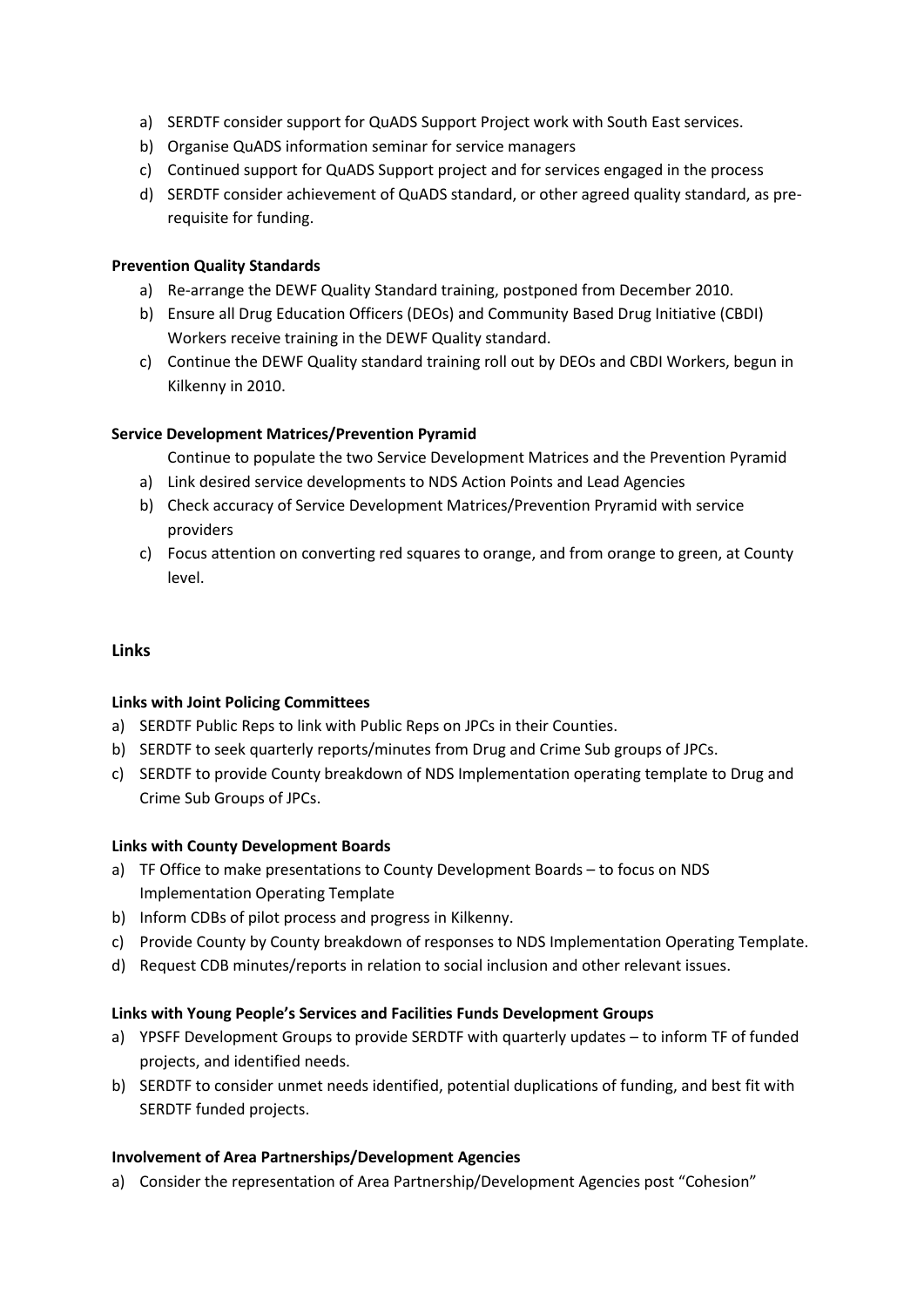a) SERDTF consider support for QuADS Support Project work with South East services.
b) Organise QuADS information seminar for service managers
c) Continued support for QuADS Support project and for services engaged in the process
d) SERDTF consider achievement of QuADS standard, or other agreed quality standard, as pre-requisite for funding.

**Prevention Quality Standards**

a) Re-arrange the DEWF Quality Standard training, postponed from December 2010.
b) Ensure all Drug Education Officers (DEOs) and Community Based Drug Initiative (CBDI) Workers receive training in the DEWF Quality standard.
c) Continue the DEWF Quality standard training roll out by DEOs and CBDI Workers, begun in Kilkenny in 2010.

**Service Development Matrices/Prevention Pyramid**

Continue to populate the two Service Development Matrices and the Prevention Pyramid

a) Link desired service developments to NDS Action Points and Lead Agencies
b) Check accuracy of Service Development Matrices/Prevention Pryramid with service providers
c) Focus attention on converting red squares to orange, and from orange to green, at County level.

## Links

**Links with Joint Policing Committees**

a) SERDTF Public Reps to link with Public Reps on JPCs in their Counties.
b) SERDTF to seek quarterly reports/minutes from Drug and Crime Sub groups of JPCs.
c) SERDTF to provide County breakdown of NDS Implementation operating template to Drug and Crime Sub Groups of JPCs.

**Links with County Development Boards**

a) TF Office to make presentations to County Development Boards – to focus on NDS Implementation Operating Template
b) Inform CDBs of pilot process and progress in Kilkenny.
c) Provide County by County breakdown of responses to NDS Implementation Operating Template.
d) Request CDB minutes/reports in relation to social inclusion and other relevant issues.

**Links with Young People's Services and Facilities Funds Development Groups**

a) YPSFF Development Groups to provide SERDTF with quarterly updates – to inform TF of funded projects, and identified needs.
b) SERDTF to consider unmet needs identified, potential duplications of funding, and best fit with SERDTF funded projects.

**Involvement of Area Partnerships/Development Agencies**

a) Consider the representation of Area Partnership/Development Agencies post "Cohesion"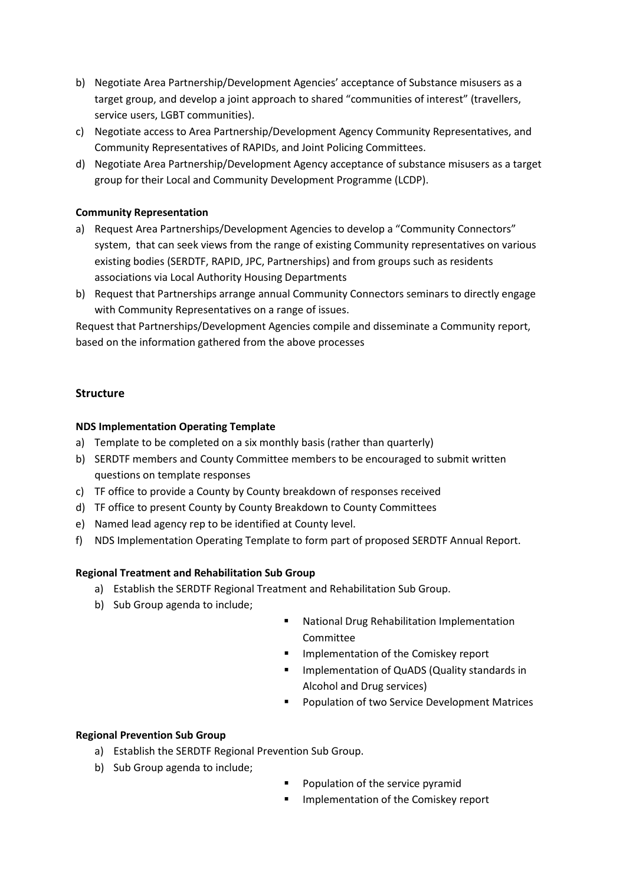b) Negotiate Area Partnership/Development Agencies' acceptance of Substance misusers as a target group, and develop a joint approach to shared "communities of interest" (travellers, service users, LGBT communities).
c) Negotiate access to Area Partnership/Development Agency Community Representatives, and Community Representatives of RAPIDs, and Joint Policing Committees.
d) Negotiate Area Partnership/Development Agency acceptance of substance misusers as a target group for their Local and Community Development Programme (LCDP).

**Community Representation**

a) Request Area Partnerships/Development Agencies to develop a "Community Connectors" system, that can seek views from the range of existing Community representatives on various existing bodies (SERDTF, RAPID, JPC, Partnerships) and from groups such as residents associations via Local Authority Housing Departments
b) Request that Partnerships arrange annual Community Connectors seminars to directly engage with Community Representatives on a range of issues.

Request that Partnerships/Development Agencies compile and disseminate a Community report, based on the information gathered from the above processes

## Structure

**NDS Implementation Operating Template**

a) Template to be completed on a six monthly basis (rather than quarterly)
b) SERDTF members and County Committee members to be encouraged to submit written questions on template responses
c) TF office to provide a County by County breakdown of responses received
d) TF office to present County by County Breakdown to County Committees
e) Named lead agency rep to be identified at County level.
f) NDS Implementation Operating Template to form part of proposed SERDTF Annual Report.

**Regional Treatment and Rehabilitation Sub Group**

a) Establish the SERDTF Regional Treatment and Rehabilitation Sub Group.
b) Sub Group agenda to include;
    - National Drug Rehabilitation Implementation Committee
    - Implementation of the Comiskey report
    - Implementation of QuADS (Quality standards in Alcohol and Drug services)
    - Population of two Service Development Matrices

**Regional Prevention Sub Group**

a) Establish the SERDTF Regional Prevention Sub Group.
b) Sub Group agenda to include;
    - Population of the service pyramid
    - Implementation of the Comiskey report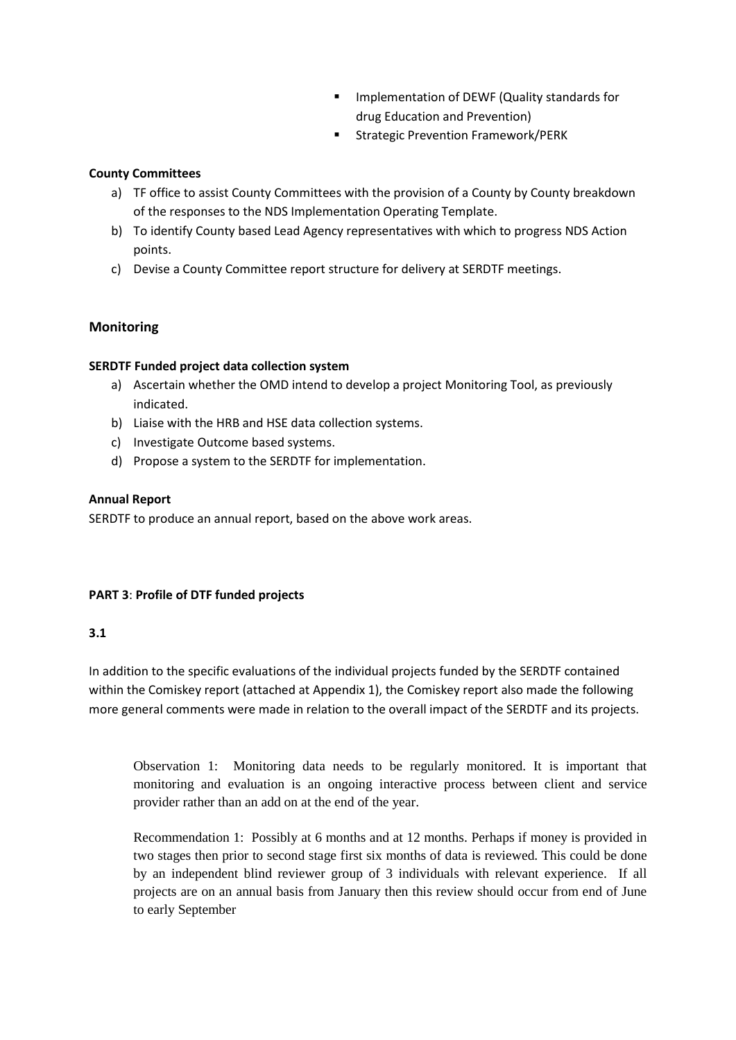- Implementation of DEWF (Quality standards for drug Education and Prevention)
- Strategic Prevention Framework/PERK

**County Committees**

a) TF office to assist County Committees with the provision of a County by County breakdown of the responses to the NDS Implementation Operating Template.
b) To identify County based Lead Agency representatives with which to progress NDS Action points.
c) Devise a County Committee report structure for delivery at SERDTF meetings.

### Monitoring

**SERDTF Funded project data collection system**

a) Ascertain whether the OMD intend to develop a project Monitoring Tool, as previously indicated.
b) Liaise with the HRB and HSE data collection systems.
c) Investigate Outcome based systems.
d) Propose a system to the SERDTF for implementation.

**Annual Report**

SERDTF to produce an annual report, based on the above work areas.

**PART 3**: **Profile of DTF funded projects**

**3.1**

In addition to the specific evaluations of the individual projects funded by the SERDTF contained within the Comiskey report (attached at Appendix 1), the Comiskey report also made the following more general comments were made in relation to the overall impact of the SERDTF and its projects.

> Observation 1: Monitoring data needs to be regularly monitored. It is important that monitoring and evaluation is an ongoing interactive process between client and service provider rather than an add on at the end of the year.
>
> Recommendation 1: Possibly at 6 months and at 12 months. Perhaps if money is provided in two stages then prior to second stage first six months of data is reviewed. This could be done by an independent blind reviewer group of 3 individuals with relevant experience. If all projects are on an annual basis from January then this review should occur from end of June to early September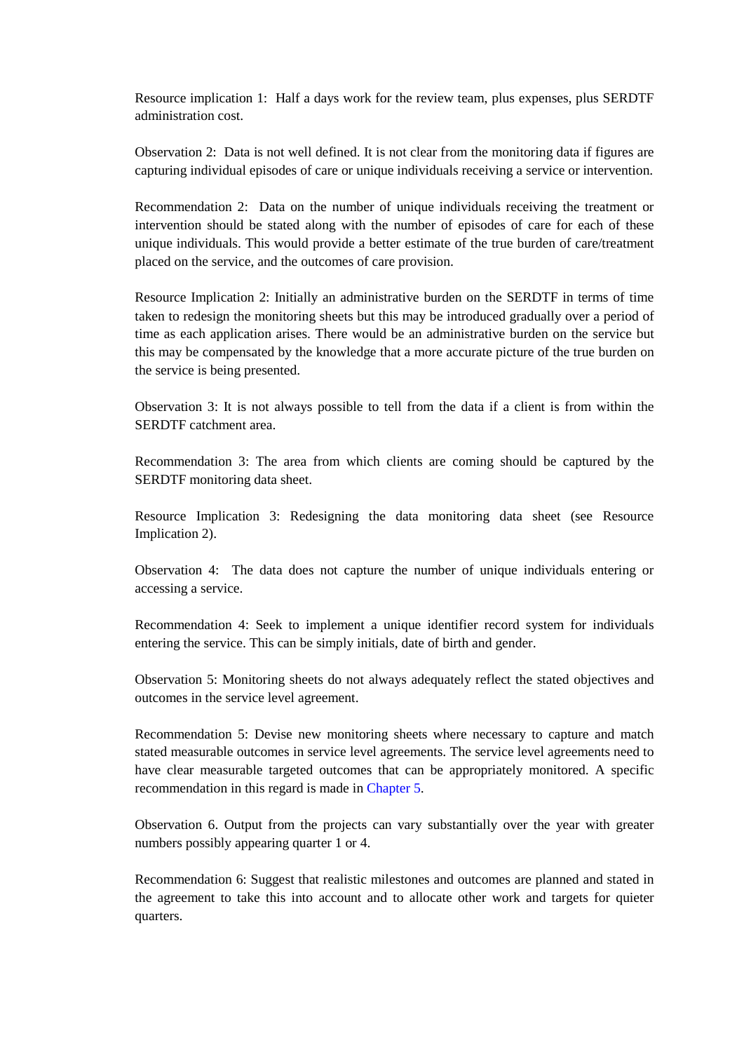Resource implication 1: Half a days work for the review team, plus expenses, plus SERDTF administration cost.

Observation 2: Data is not well defined. It is not clear from the monitoring data if figures are capturing individual episodes of care or unique individuals receiving a service or intervention.

Recommendation 2: Data on the number of unique individuals receiving the treatment or intervention should be stated along with the number of episodes of care for each of these unique individuals. This would provide a better estimate of the true burden of care/treatment placed on the service, and the outcomes of care provision.

Resource Implication 2: Initially an administrative burden on the SERDTF in terms of time taken to redesign the monitoring sheets but this may be introduced gradually over a period of time as each application arises. There would be an administrative burden on the service but this may be compensated by the knowledge that a more accurate picture of the true burden on the service is being presented.

Observation 3: It is not always possible to tell from the data if a client is from within the SERDTF catchment area.

Recommendation 3: The area from which clients are coming should be captured by the SERDTF monitoring data sheet.

Resource Implication 3: Redesigning the data monitoring data sheet (see Resource Implication 2).

Observation 4: The data does not capture the number of unique individuals entering or accessing a service.

Recommendation 4: Seek to implement a unique identifier record system for individuals entering the service. This can be simply initials, date of birth and gender.

Observation 5: Monitoring sheets do not always adequately reflect the stated objectives and outcomes in the service level agreement.

Recommendation 5: Devise new monitoring sheets where necessary to capture and match stated measurable outcomes in service level agreements. The service level agreements need to have clear measurable targeted outcomes that can be appropriately monitored. A specific recommendation in this regard is made in Chapter 5.

Observation 6. Output from the projects can vary substantially over the year with greater numbers possibly appearing quarter 1 or 4.

Recommendation 6: Suggest that realistic milestones and outcomes are planned and stated in the agreement to take this into account and to allocate other work and targets for quieter quarters.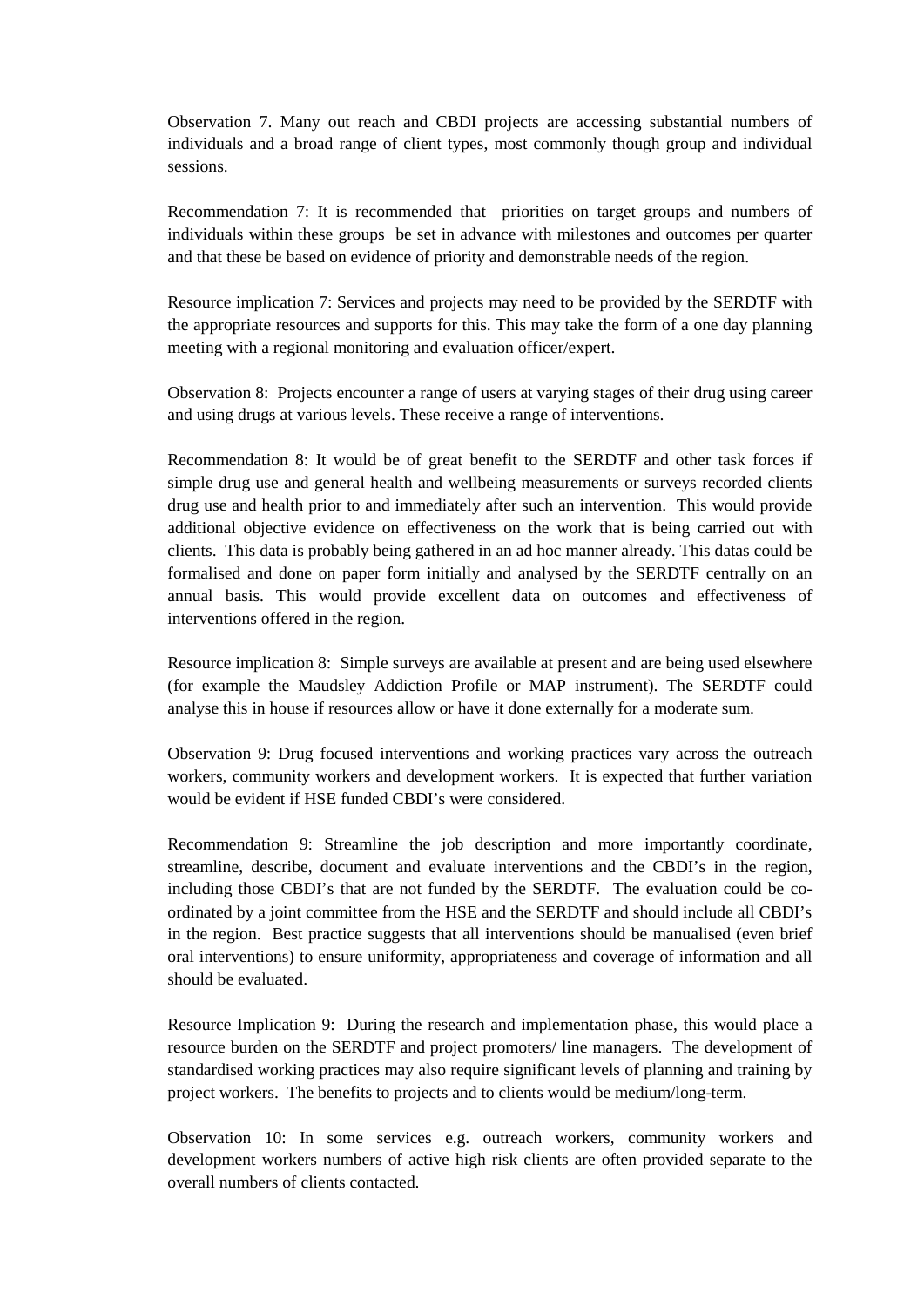Observation 7. Many out reach and CBDI projects are accessing substantial numbers of individuals and a broad range of client types, most commonly though group and individual sessions.

Recommendation 7: It is recommended that priorities on target groups and numbers of individuals within these groups be set in advance with milestones and outcomes per quarter and that these be based on evidence of priority and demonstrable needs of the region.

Resource implication 7: Services and projects may need to be provided by the SERDTF with the appropriate resources and supports for this. This may take the form of a one day planning meeting with a regional monitoring and evaluation officer/expert.

Observation 8: Projects encounter a range of users at varying stages of their drug using career and using drugs at various levels. These receive a range of interventions.

Recommendation 8: It would be of great benefit to the SERDTF and other task forces if simple drug use and general health and wellbeing measurements or surveys recorded clients drug use and health prior to and immediately after such an intervention. This would provide additional objective evidence on effectiveness on the work that is being carried out with clients. This data is probably being gathered in an ad hoc manner already. This datas could be formalised and done on paper form initially and analysed by the SERDTF centrally on an annual basis. This would provide excellent data on outcomes and effectiveness of interventions offered in the region.

Resource implication 8: Simple surveys are available at present and are being used elsewhere (for example the Maudsley Addiction Profile or MAP instrument). The SERDTF could analyse this in house if resources allow or have it done externally for a moderate sum.

Observation 9: Drug focused interventions and working practices vary across the outreach workers, community workers and development workers. It is expected that further variation would be evident if HSE funded CBDI's were considered.

Recommendation 9: Streamline the job description and more importantly coordinate, streamline, describe, document and evaluate interventions and the CBDI's in the region, including those CBDI's that are not funded by the SERDTF. The evaluation could be co-ordinated by a joint committee from the HSE and the SERDTF and should include all CBDI's in the region. Best practice suggests that all interventions should be manualised (even brief oral interventions) to ensure uniformity, appropriateness and coverage of information and all should be evaluated.

Resource Implication 9: During the research and implementation phase, this would place a resource burden on the SERDTF and project promoters/ line managers. The development of standardised working practices may also require significant levels of planning and training by project workers. The benefits to projects and to clients would be medium/long-term.

Observation 10: In some services e.g. outreach workers, community workers and development workers numbers of active high risk clients are often provided separate to the overall numbers of clients contacted.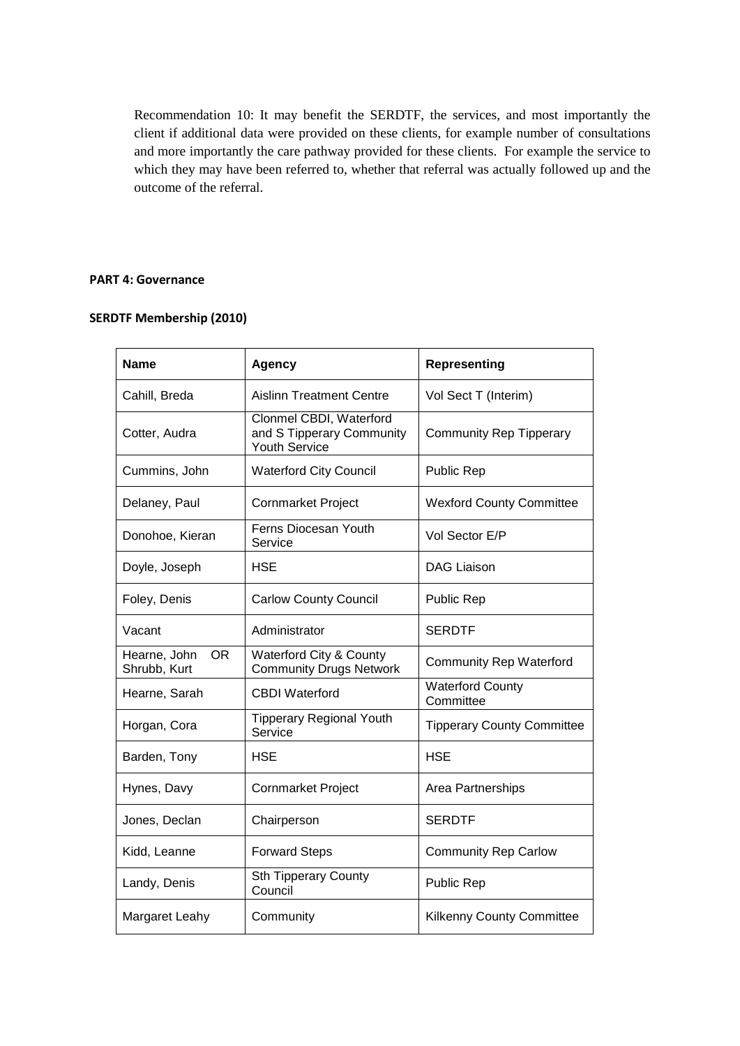Recommendation 10: It may benefit the SERDTF, the services, and most importantly the client if additional data were provided on these clients, for example number of consultations and more importantly the care pathway provided for these clients. For example the service to which they may have been referred to, whether that referral was actually followed up and the outcome of the referral.

**PART 4: Governance**

**SERDTF Membership (2010)**

| Name | Agency | Representing |
|---|---|---|
| Cahill, Breda | Aislinn Treatment Centre | Vol Sect T (Interim) |
| Cotter, Audra | Clonmel CBDI, Waterford and S Tipperary Community Youth Service | Community Rep Tipperary |
| Cummins, John | Waterford City Council | Public Rep |
| Delaney, Paul | Cornmarket Project | Wexford County Committee |
| Donohoe, Kieran | Ferns Diocesan Youth Service | Vol Sector E/P |
| Doyle, Joseph | HSE | DAG Liaison |
| Foley, Denis | Carlow County Council | Public Rep |
| Vacant | Administrator | SERDTF |
| Hearne, John OR Shrubb, Kurt | Waterford City & County Community Drugs Network | Community Rep Waterford |
| Hearne, Sarah | CBDI Waterford | Waterford County Committee |
| Horgan, Cora | Tipperary Regional Youth Service | Tipperary County Committee |
| Barden, Tony | HSE | HSE |
| Hynes, Davy | Cornmarket Project | Area Partnerships |
| Jones, Declan | Chairperson | SERDTF |
| Kidd, Leanne | Forward Steps | Community Rep Carlow |
| Landy, Denis | Sth Tipperary County Council | Public Rep |
| Margaret Leahy | Community | Kilkenny County Committee |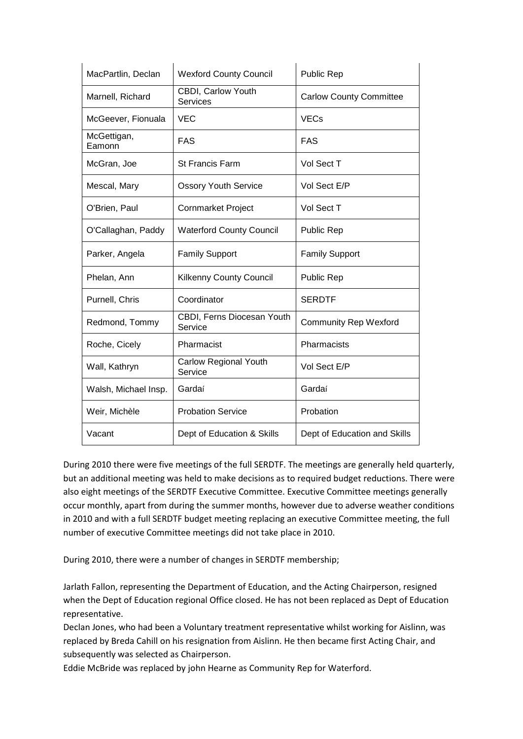| MacPartlin, Declan | Wexford County Council | Public Rep |
|---|---|---|
| Marnell, Richard | CBDI, Carlow Youth Services | Carlow County Committee |
| McGeever, Fionuala | VEC | VECs |
| McGettigan, Eamonn | FAS | FAS |
| McGran, Joe | St Francis Farm | Vol Sect T |
| Mescal, Mary | Ossory Youth Service | Vol Sect E/P |
| O'Brien, Paul | Cornmarket Project | Vol Sect T |
| O'Callaghan, Paddy | Waterford County Council | Public Rep |
| Parker, Angela | Family Support | Family Support |
| Phelan, Ann | Kilkenny County Council | Public Rep |
| Purnell, Chris | Coordinator | SERDTF |
| Redmond, Tommy | CBDI, Ferns Diocesan Youth Service | Community Rep Wexford |
| Roche, Cicely | Pharmacist | Pharmacists |
| Wall, Kathryn | Carlow Regional Youth Service | Vol Sect E/P |
| Walsh, Michael Insp. | Gardaí | Gardaí |
| Weir, Michèle | Probation Service | Probation |
| Vacant | Dept of Education & Skills | Dept of Education and Skills |

During 2010 there were five meetings of the full SERDTF. The meetings are generally held quarterly, but an additional meeting was held to make decisions as to required budget reductions. There were also eight meetings of the SERDTF Executive Committee. Executive Committee meetings generally occur monthly, apart from during the summer months, however due to adverse weather conditions in 2010 and with a full SERDTF budget meeting replacing an executive Committee meeting, the full number of executive Committee meetings did not take place in 2010.

During 2010, there were a number of changes in SERDTF membership;

Jarlath Fallon, representing the Department of Education, and the Acting Chairperson, resigned when the Dept of Education regional Office closed. He has not been replaced as Dept of Education representative.
Declan Jones, who had been a Voluntary treatment representative whilst working for Aislinn, was replaced by Breda Cahill on his resignation from Aislinn. He then became first Acting Chair, and subsequently was selected as Chairperson.
Eddie McBride was replaced by john Hearne as Community Rep for Waterford.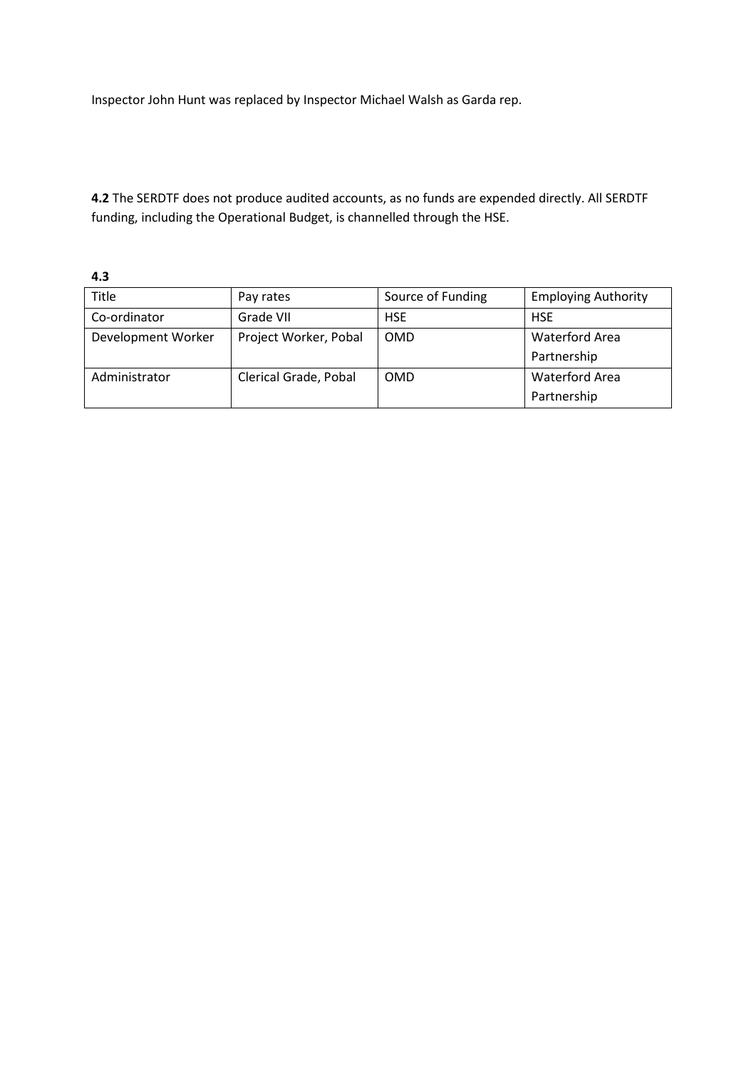Inspector John Hunt was replaced by Inspector Michael Walsh as Garda rep.

**4.2** The SERDTF does not produce audited accounts, as no funds are expended directly. All SERDTF funding, including the Operational Budget, is channelled through the HSE.

**4.3**

| Title | Pay rates | Source of Funding | Employing Authority |
|---|---|---|---|
| Co-ordinator | Grade VII | HSE | HSE |
| Development Worker | Project Worker, Pobal | OMD | Waterford Area Partnership |
| Administrator | Clerical Grade, Pobal | OMD | Waterford Area Partnership |